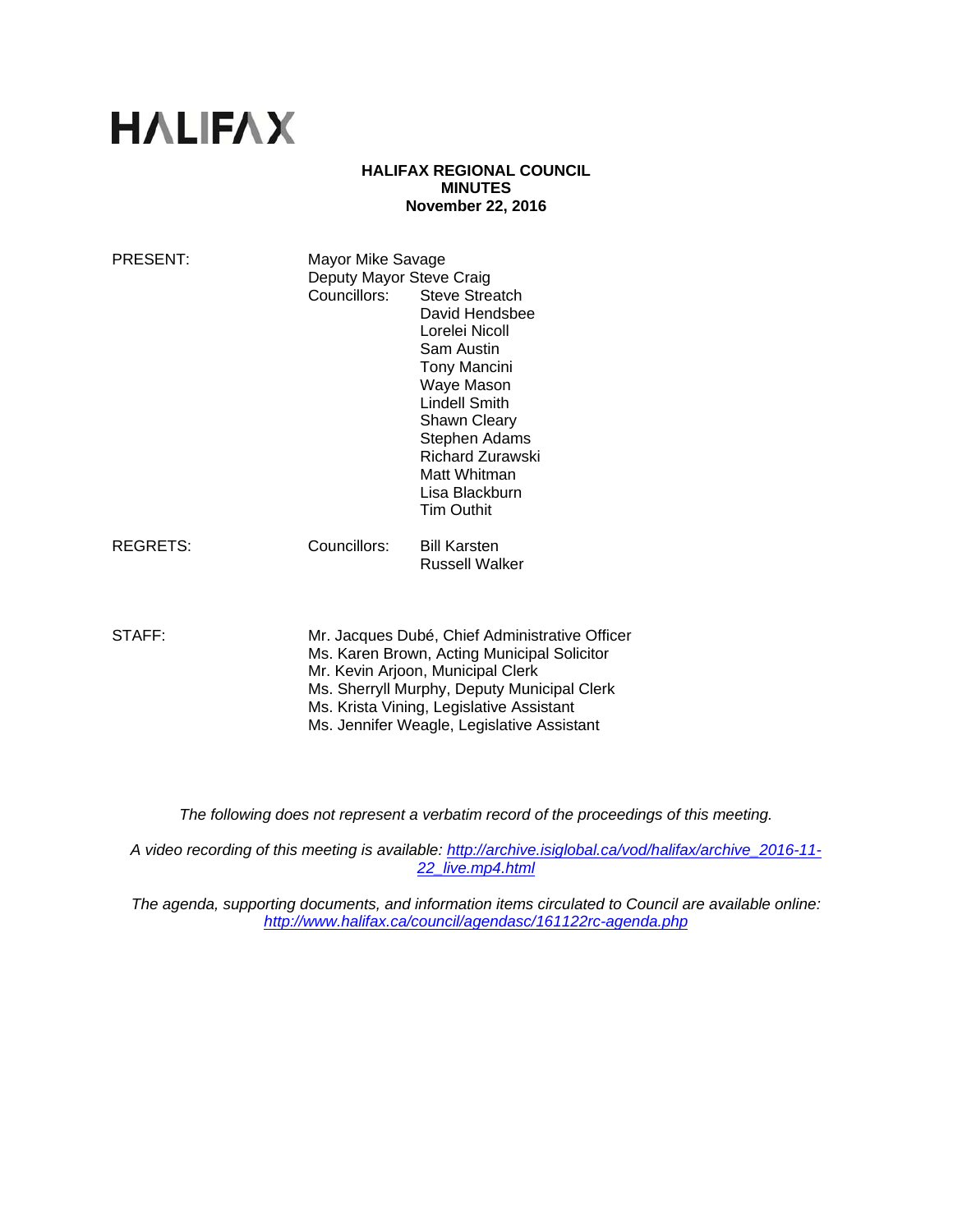# HALIFAX

**HALIFAX REGIONAL COUNCIL**
**MINUTES**
**November 22, 2016**

PRESENT: Mayor Mike Savage
Deputy Mayor Steve Craig
Councillors: Steve Streatch
David Hendsbee
Lorelei Nicoll
Sam Austin
Tony Mancini
Waye Mason
Lindell Smith
Shawn Cleary
Stephen Adams
Richard Zurawski
Matt Whitman
Lisa Blackburn
Tim Outhit

REGRETS: Councillors: Bill Karsten
Russell Walker

STAFF: Mr. Jacques Dubé, Chief Administrative Officer
Ms. Karen Brown, Acting Municipal Solicitor
Mr. Kevin Arjoon, Municipal Clerk
Ms. Sherryll Murphy, Deputy Municipal Clerk
Ms. Krista Vining, Legislative Assistant
Ms. Jennifer Weagle, Legislative Assistant

*The following does not represent a verbatim record of the proceedings of this meeting.*

*A video recording of this meeting is available: [http://archive.isiglobal.ca/vod/halifax/archive_2016-11-22_live.mp4.html](http://archive.isiglobal.ca/vod/halifax/archive_2016-11-22_live.mp4.html)*

*The agenda, supporting documents, and information items circulated to Council are available online: [http://www.halifax.ca/council/agendasc/161122rc-agenda.php](http://www.halifax.ca/council/agendasc/161122rc-agenda.php)*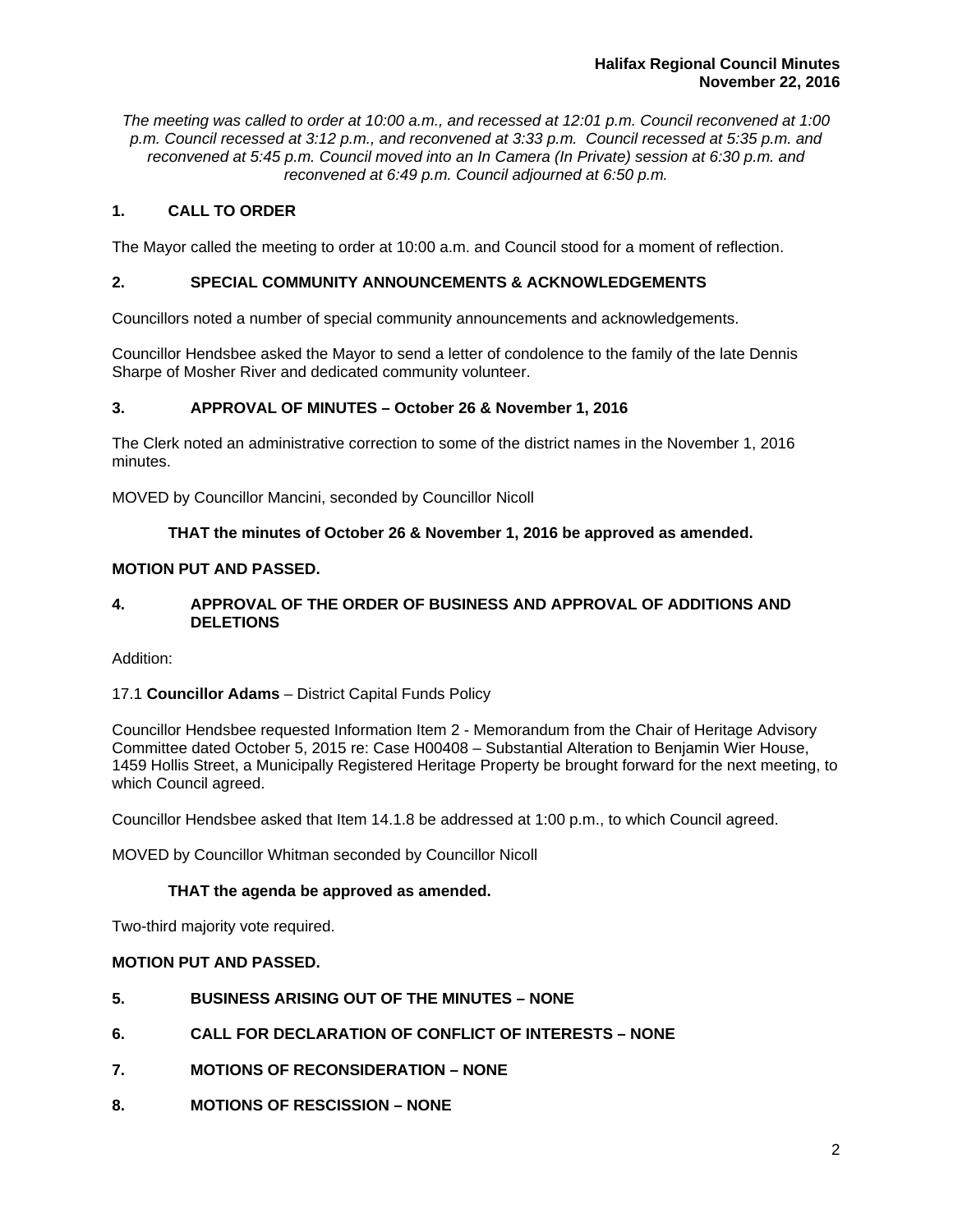*The meeting was called to order at 10:00 a.m., and recessed at 12:01 p.m. Council reconvened at 1:00 p.m. Council recessed at 3:12 p.m., and reconvened at 3:33 p.m. Council recessed at 5:35 p.m. and reconvened at 5:45 p.m. Council moved into an In Camera (In Private) session at 6:30 p.m. and reconvened at 6:49 p.m. Council adjourned at 6:50 p.m.*

## 1. CALL TO ORDER

The Mayor called the meeting to order at 10:00 a.m. and Council stood for a moment of reflection.

## 2. SPECIAL COMMUNITY ANNOUNCEMENTS & ACKNOWLEDGEMENTS

Councillors noted a number of special community announcements and acknowledgements.

Councillor Hendsbee asked the Mayor to send a letter of condolence to the family of the late Dennis Sharpe of Mosher River and dedicated community volunteer.

## 3. APPROVAL OF MINUTES – October 26 & November 1, 2016

The Clerk noted an administrative correction to some of the district names in the November 1, 2016 minutes.

MOVED by Councillor Mancini, seconded by Councillor Nicoll

**THAT the minutes of October 26 & November 1, 2016 be approved as amended.**

**MOTION PUT AND PASSED.**

## 4. APPROVAL OF THE ORDER OF BUSINESS AND APPROVAL OF ADDITIONS AND DELETIONS

Addition:

17.1 **Councillor Adams** – District Capital Funds Policy

Councillor Hendsbee requested Information Item 2 - Memorandum from the Chair of Heritage Advisory Committee dated October 5, 2015 re: Case H00408 – Substantial Alteration to Benjamin Wier House, 1459 Hollis Street, a Municipally Registered Heritage Property be brought forward for the next meeting, to which Council agreed.

Councillor Hendsbee asked that Item 14.1.8 be addressed at 1:00 p.m., to which Council agreed.

MOVED by Councillor Whitman seconded by Councillor Nicoll

**THAT the agenda be approved as amended.**

Two-third majority vote required.

**MOTION PUT AND PASSED.**

## 5. BUSINESS ARISING OUT OF THE MINUTES – NONE

## 6. CALL FOR DECLARATION OF CONFLICT OF INTERESTS – NONE

## 7. MOTIONS OF RECONSIDERATION – NONE

## 8. MOTIONS OF RESCISSION – NONE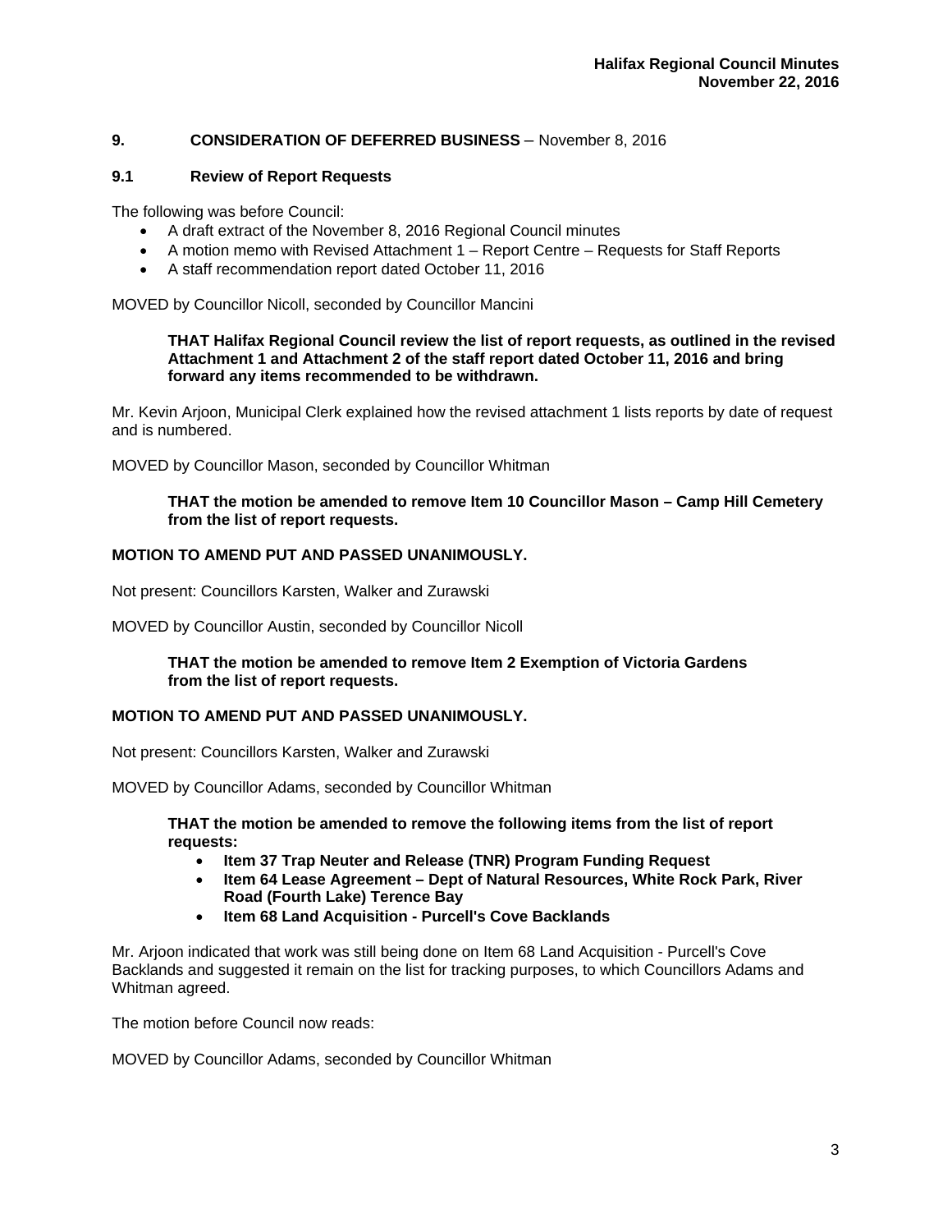## 9. CONSIDERATION OF DEFERRED BUSINESS – November 8, 2016

### 9.1 Review of Report Requests

The following was before Council:

- A draft extract of the November 8, 2016 Regional Council minutes
- A motion memo with Revised Attachment 1 – Report Centre – Requests for Staff Reports
- A staff recommendation report dated October 11, 2016

MOVED by Councillor Nicoll, seconded by Councillor Mancini

> **THAT Halifax Regional Council review the list of report requests, as outlined in the revised Attachment 1 and Attachment 2 of the staff report dated October 11, 2016 and bring forward any items recommended to be withdrawn.**

Mr. Kevin Arjoon, Municipal Clerk explained how the revised attachment 1 lists reports by date of request and is numbered.

MOVED by Councillor Mason, seconded by Councillor Whitman

> **THAT the motion be amended to remove Item 10 Councillor Mason – Camp Hill Cemetery from the list of report requests.**

**MOTION TO AMEND PUT AND PASSED UNANIMOUSLY.**

Not present: Councillors Karsten, Walker and Zurawski

MOVED by Councillor Austin, seconded by Councillor Nicoll

> **THAT the motion be amended to remove Item 2 Exemption of Victoria Gardens from the list of report requests.**

**MOTION TO AMEND PUT AND PASSED UNANIMOUSLY.**

Not present: Councillors Karsten, Walker and Zurawski

MOVED by Councillor Adams, seconded by Councillor Whitman

> **THAT the motion be amended to remove the following items from the list of report requests:**
>
> - **Item 37 Trap Neuter and Release (TNR) Program Funding Request**
> - **Item 64 Lease Agreement – Dept of Natural Resources, White Rock Park, River Road (Fourth Lake) Terence Bay**
> - **Item 68 Land Acquisition - Purcell's Cove Backlands**

Mr. Arjoon indicated that work was still being done on Item 68 Land Acquisition - Purcell's Cove Backlands and suggested it remain on the list for tracking purposes, to which Councillors Adams and Whitman agreed.

The motion before Council now reads:

MOVED by Councillor Adams, seconded by Councillor Whitman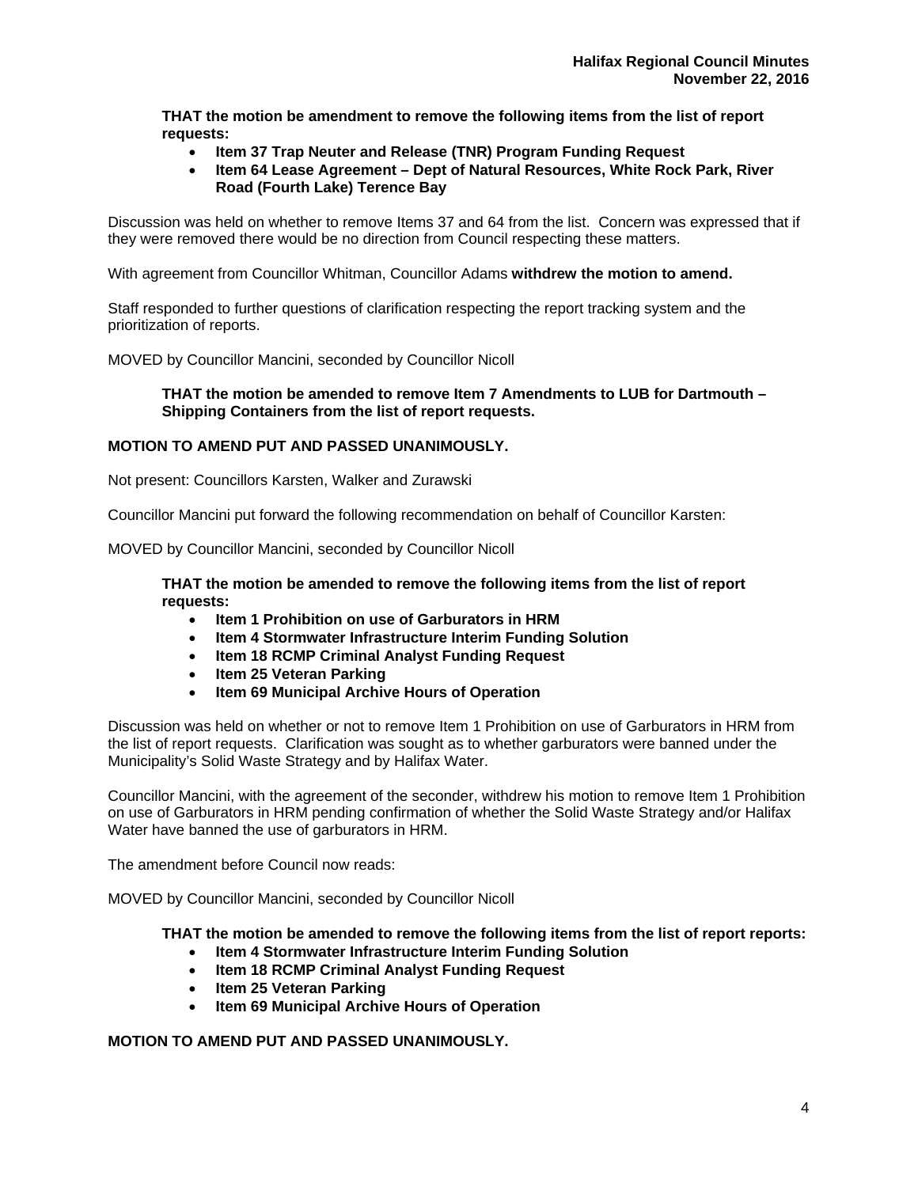**THAT the motion be amendment to remove the following items from the list of report requests:**

- **Item 37 Trap Neuter and Release (TNR) Program Funding Request**
- **Item 64 Lease Agreement – Dept of Natural Resources, White Rock Park, River Road (Fourth Lake) Terence Bay**

Discussion was held on whether to remove Items 37 and 64 from the list. Concern was expressed that if they were removed there would be no direction from Council respecting these matters.

With agreement from Councillor Whitman, Councillor Adams **withdrew the motion to amend.**

Staff responded to further questions of clarification respecting the report tracking system and the prioritization of reports.

MOVED by Councillor Mancini, seconded by Councillor Nicoll

**THAT the motion be amended to remove Item 7 Amendments to LUB for Dartmouth – Shipping Containers from the list of report requests.**

**MOTION TO AMEND PUT AND PASSED UNANIMOUSLY.**

Not present: Councillors Karsten, Walker and Zurawski

Councillor Mancini put forward the following recommendation on behalf of Councillor Karsten:

MOVED by Councillor Mancini, seconded by Councillor Nicoll

**THAT the motion be amended to remove the following items from the list of report requests:**

- **Item 1 Prohibition on use of Garburators in HRM**
- **Item 4 Stormwater Infrastructure Interim Funding Solution**
- **Item 18 RCMP Criminal Analyst Funding Request**
- **Item 25 Veteran Parking**
- **Item 69 Municipal Archive Hours of Operation**

Discussion was held on whether or not to remove Item 1 Prohibition on use of Garburators in HRM from the list of report requests. Clarification was sought as to whether garburators were banned under the Municipality's Solid Waste Strategy and by Halifax Water.

Councillor Mancini, with the agreement of the seconder, withdrew his motion to remove Item 1 Prohibition on use of Garburators in HRM pending confirmation of whether the Solid Waste Strategy and/or Halifax Water have banned the use of garburators in HRM.

The amendment before Council now reads:

MOVED by Councillor Mancini, seconded by Councillor Nicoll

**THAT the motion be amended to remove the following items from the list of report reports:**

- **Item 4 Stormwater Infrastructure Interim Funding Solution**
- **Item 18 RCMP Criminal Analyst Funding Request**
- **Item 25 Veteran Parking**
- **Item 69 Municipal Archive Hours of Operation**

**MOTION TO AMEND PUT AND PASSED UNANIMOUSLY.**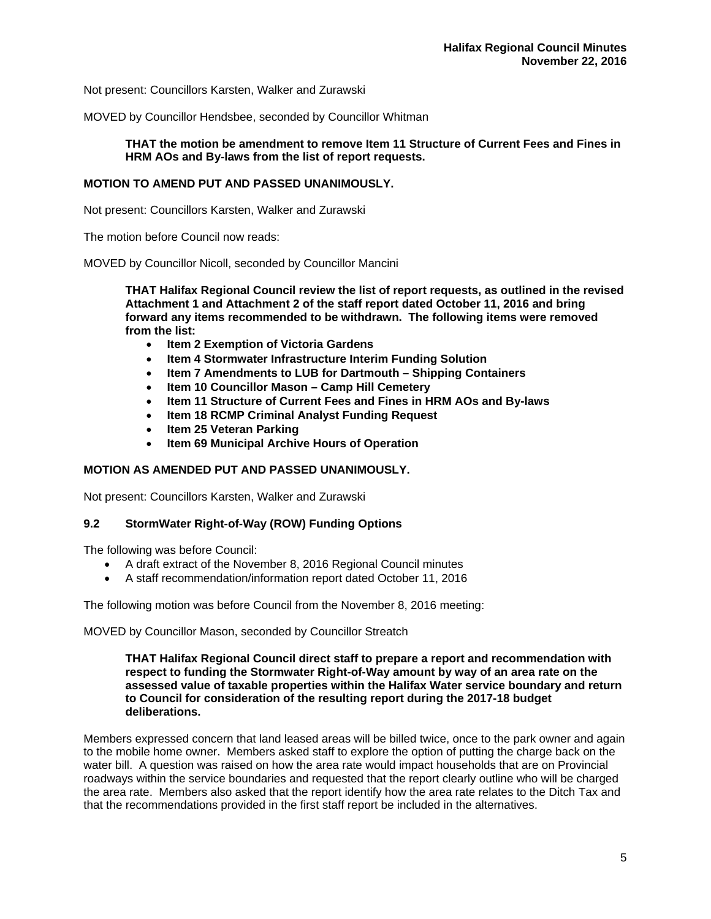Not present: Councillors Karsten, Walker and Zurawski

MOVED by Councillor Hendsbee, seconded by Councillor Whitman

> **THAT the motion be amendment to remove Item 11 Structure of Current Fees and Fines in HRM AOs and By-laws from the list of report requests.**

**MOTION TO AMEND PUT AND PASSED UNANIMOUSLY.**

Not present: Councillors Karsten, Walker and Zurawski

The motion before Council now reads:

MOVED by Councillor Nicoll, seconded by Councillor Mancini

> **THAT Halifax Regional Council review the list of report requests, as outlined in the revised Attachment 1 and Attachment 2 of the staff report dated October 11, 2016 and bring forward any items recommended to be withdrawn. The following items were removed from the list:**
> - **Item 2 Exemption of Victoria Gardens**
> - **Item 4 Stormwater Infrastructure Interim Funding Solution**
> - **Item 7 Amendments to LUB for Dartmouth – Shipping Containers**
> - **Item 10 Councillor Mason – Camp Hill Cemetery**
> - **Item 11 Structure of Current Fees and Fines in HRM AOs and By-laws**
> - **Item 18 RCMP Criminal Analyst Funding Request**
> - **Item 25 Veteran Parking**
> - **Item 69 Municipal Archive Hours of Operation**

**MOTION AS AMENDED PUT AND PASSED UNANIMOUSLY.**

Not present: Councillors Karsten, Walker and Zurawski

### 9.2 StormWater Right-of-Way (ROW) Funding Options

The following was before Council:

- A draft extract of the November 8, 2016 Regional Council minutes
- A staff recommendation/information report dated October 11, 2016

The following motion was before Council from the November 8, 2016 meeting:

MOVED by Councillor Mason, seconded by Councillor Streatch

> **THAT Halifax Regional Council direct staff to prepare a report and recommendation with respect to funding the Stormwater Right-of-Way amount by way of an area rate on the assessed value of taxable properties within the Halifax Water service boundary and return to Council for consideration of the resulting report during the 2017-18 budget deliberations.**

Members expressed concern that land leased areas will be billed twice, once to the park owner and again to the mobile home owner. Members asked staff to explore the option of putting the charge back on the water bill. A question was raised on how the area rate would impact households that are on Provincial roadways within the service boundaries and requested that the report clearly outline who will be charged the area rate. Members also asked that the report identify how the area rate relates to the Ditch Tax and that the recommendations provided in the first staff report be included in the alternatives.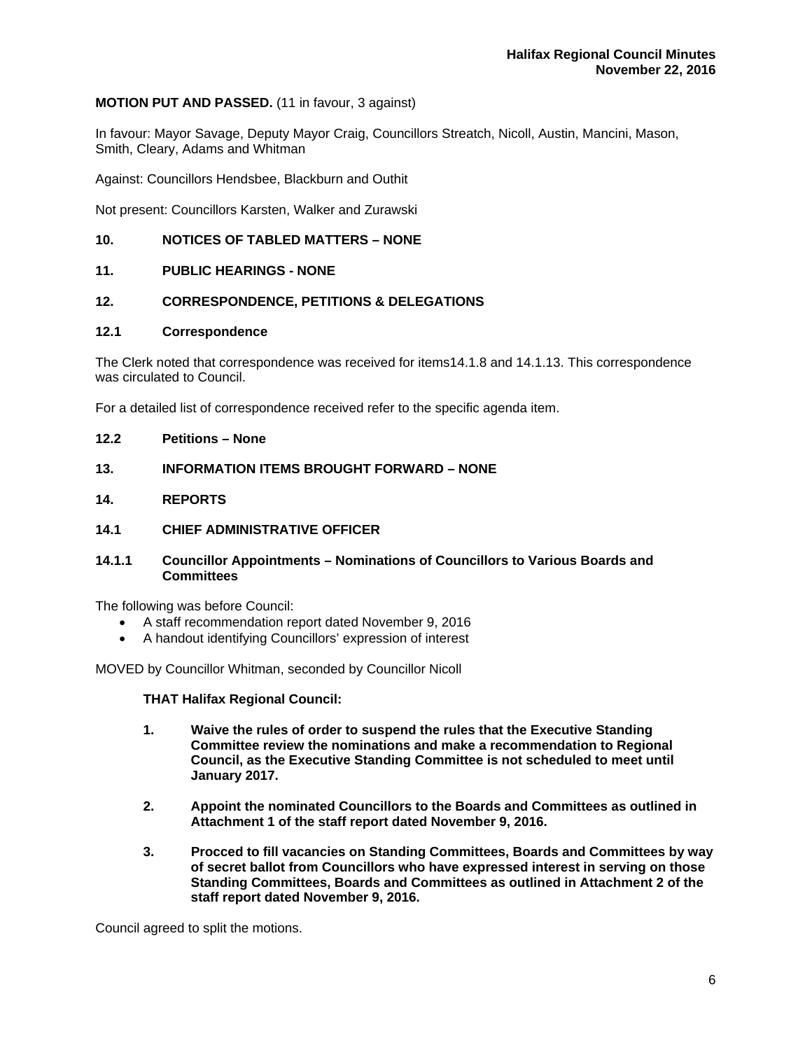**MOTION PUT AND PASSED.** (11 in favour, 3 against)

In favour: Mayor Savage, Deputy Mayor Craig, Councillors Streatch, Nicoll, Austin, Mancini, Mason, Smith, Cleary, Adams and Whitman

Against: Councillors Hendsbee, Blackburn and Outhit

Not present: Councillors Karsten, Walker and Zurawski

## 10. NOTICES OF TABLED MATTERS – NONE

## 11. PUBLIC HEARINGS - NONE

## 12. CORRESPONDENCE, PETITIONS & DELEGATIONS

### 12.1 Correspondence

The Clerk noted that correspondence was received for items14.1.8 and 14.1.13. This correspondence was circulated to Council.

For a detailed list of correspondence received refer to the specific agenda item.

### 12.2 Petitions – None

## 13. INFORMATION ITEMS BROUGHT FORWARD – NONE

## 14. REPORTS

### 14.1 CHIEF ADMINISTRATIVE OFFICER

#### 14.1.1 Councillor Appointments – Nominations of Councillors to Various Boards and Committees

The following was before Council:

- A staff recommendation report dated November 9, 2016
- A handout identifying Councillors' expression of interest

MOVED by Councillor Whitman, seconded by Councillor Nicoll

**THAT Halifax Regional Council:**

1. **Waive the rules of order to suspend the rules that the Executive Standing Committee review the nominations and make a recommendation to Regional Council, as the Executive Standing Committee is not scheduled to meet until January 2017.**
2. **Appoint the nominated Councillors to the Boards and Committees as outlined in Attachment 1 of the staff report dated November 9, 2016.**
3. **Procced to fill vacancies on Standing Committees, Boards and Committees by way of secret ballot from Councillors who have expressed interest in serving on those Standing Committees, Boards and Committees as outlined in Attachment 2 of the staff report dated November 9, 2016.**

Council agreed to split the motions.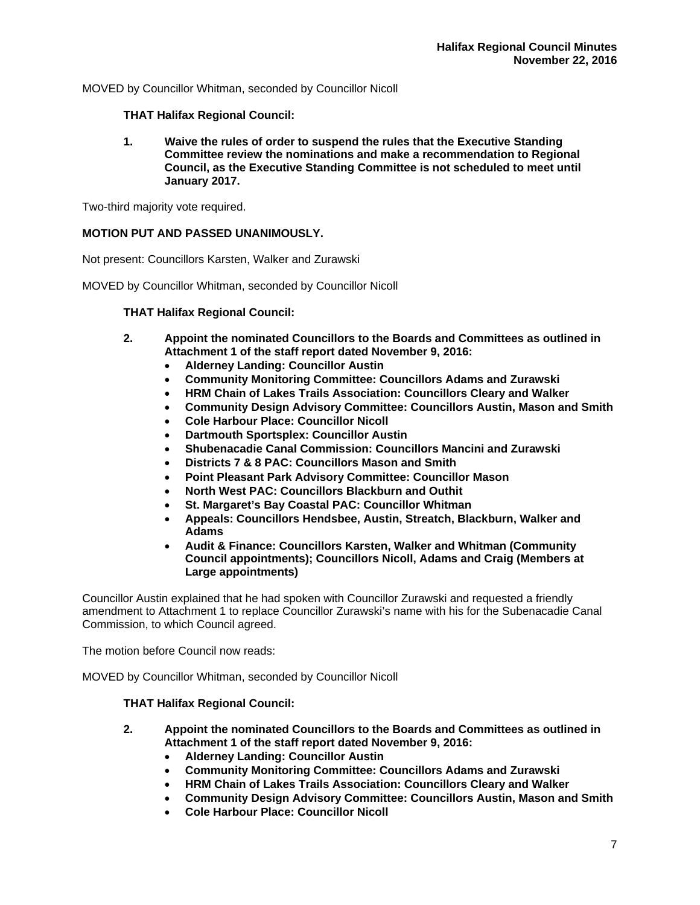MOVED by Councillor Whitman, seconded by Councillor Nicoll

**THAT Halifax Regional Council:**

**1. Waive the rules of order to suspend the rules that the Executive Standing Committee review the nominations and make a recommendation to Regional Council, as the Executive Standing Committee is not scheduled to meet until January 2017.**

Two-third majority vote required.

**MOTION PUT AND PASSED UNANIMOUSLY.**

Not present: Councillors Karsten, Walker and Zurawski

MOVED by Councillor Whitman, seconded by Councillor Nicoll

**THAT Halifax Regional Council:**

**2. Appoint the nominated Councillors to the Boards and Committees as outlined in Attachment 1 of the staff report dated November 9, 2016:**
- **Alderney Landing: Councillor Austin**
- **Community Monitoring Committee: Councillors Adams and Zurawski**
- **HRM Chain of Lakes Trails Association: Councillors Cleary and Walker**
- **Community Design Advisory Committee: Councillors Austin, Mason and Smith**
- **Cole Harbour Place: Councillor Nicoll**
- **Dartmouth Sportsplex: Councillor Austin**
- **Shubenacadie Canal Commission: Councillors Mancini and Zurawski**
- **Districts 7 & 8 PAC: Councillors Mason and Smith**
- **Point Pleasant Park Advisory Committee: Councillor Mason**
- **North West PAC: Councillors Blackburn and Outhit**
- **St. Margaret's Bay Coastal PAC: Councillor Whitman**
- **Appeals: Councillors Hendsbee, Austin, Streatch, Blackburn, Walker and Adams**
- **Audit & Finance: Councillors Karsten, Walker and Whitman (Community Council appointments); Councillors Nicoll, Adams and Craig (Members at Large appointments)**

Councillor Austin explained that he had spoken with Councillor Zurawski and requested a friendly amendment to Attachment 1 to replace Councillor Zurawski's name with his for the Subenacadie Canal Commission, to which Council agreed.

The motion before Council now reads:

MOVED by Councillor Whitman, seconded by Councillor Nicoll

**THAT Halifax Regional Council:**

**2. Appoint the nominated Councillors to the Boards and Committees as outlined in Attachment 1 of the staff report dated November 9, 2016:**
- **Alderney Landing: Councillor Austin**
- **Community Monitoring Committee: Councillors Adams and Zurawski**
- **HRM Chain of Lakes Trails Association: Councillors Cleary and Walker**
- **Community Design Advisory Committee: Councillors Austin, Mason and Smith**
- **Cole Harbour Place: Councillor Nicoll**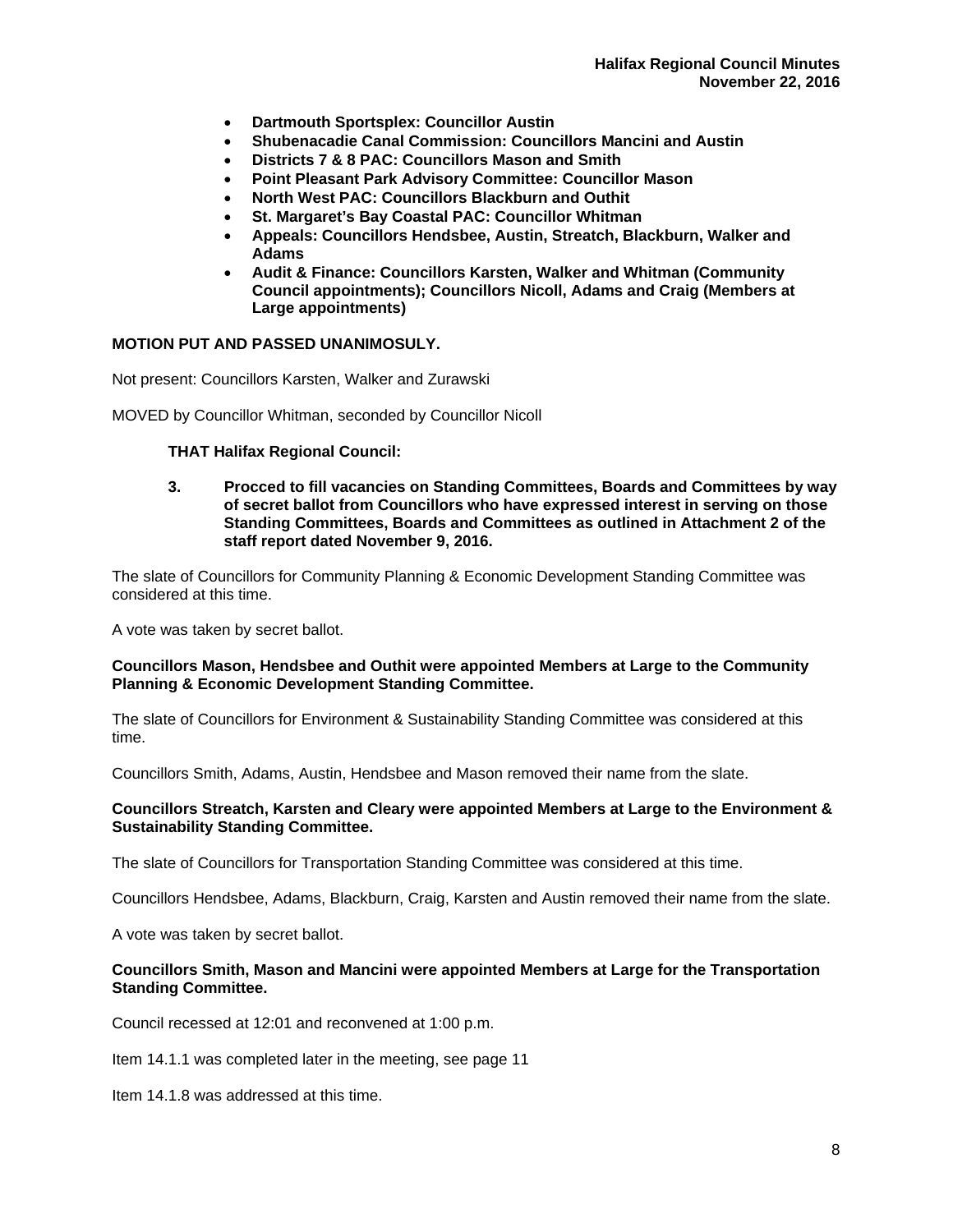- **Dartmouth Sportsplex: Councillor Austin**
- **Shubenacadie Canal Commission: Councillors Mancini and Austin**
- **Districts 7 & 8 PAC: Councillors Mason and Smith**
- **Point Pleasant Park Advisory Committee: Councillor Mason**
- **North West PAC: Councillors Blackburn and Outhit**
- **St. Margaret's Bay Coastal PAC: Councillor Whitman**
- **Appeals: Councillors Hendsbee, Austin, Streatch, Blackburn, Walker and Adams**
- **Audit & Finance: Councillors Karsten, Walker and Whitman (Community Council appointments); Councillors Nicoll, Adams and Craig (Members at Large appointments)**

**MOTION PUT AND PASSED UNANIMOSULY.**

Not present: Councillors Karsten, Walker and Zurawski

MOVED by Councillor Whitman, seconded by Councillor Nicoll

**THAT Halifax Regional Council:**

**3. Procced to fill vacancies on Standing Committees, Boards and Committees by way of secret ballot from Councillors who have expressed interest in serving on those Standing Committees, Boards and Committees as outlined in Attachment 2 of the staff report dated November 9, 2016.**

The slate of Councillors for Community Planning & Economic Development Standing Committee was considered at this time.

A vote was taken by secret ballot.

**Councillors Mason, Hendsbee and Outhit were appointed Members at Large to the Community Planning & Economic Development Standing Committee.**

The slate of Councillors for Environment & Sustainability Standing Committee was considered at this time.

Councillors Smith, Adams, Austin, Hendsbee and Mason removed their name from the slate.

**Councillors Streatch, Karsten and Cleary were appointed Members at Large to the Environment & Sustainability Standing Committee.**

The slate of Councillors for Transportation Standing Committee was considered at this time.

Councillors Hendsbee, Adams, Blackburn, Craig, Karsten and Austin removed their name from the slate.

A vote was taken by secret ballot.

**Councillors Smith, Mason and Mancini were appointed Members at Large for the Transportation Standing Committee.**

Council recessed at 12:01 and reconvened at 1:00 p.m.

Item 14.1.1 was completed later in the meeting, see page 11

Item 14.1.8 was addressed at this time.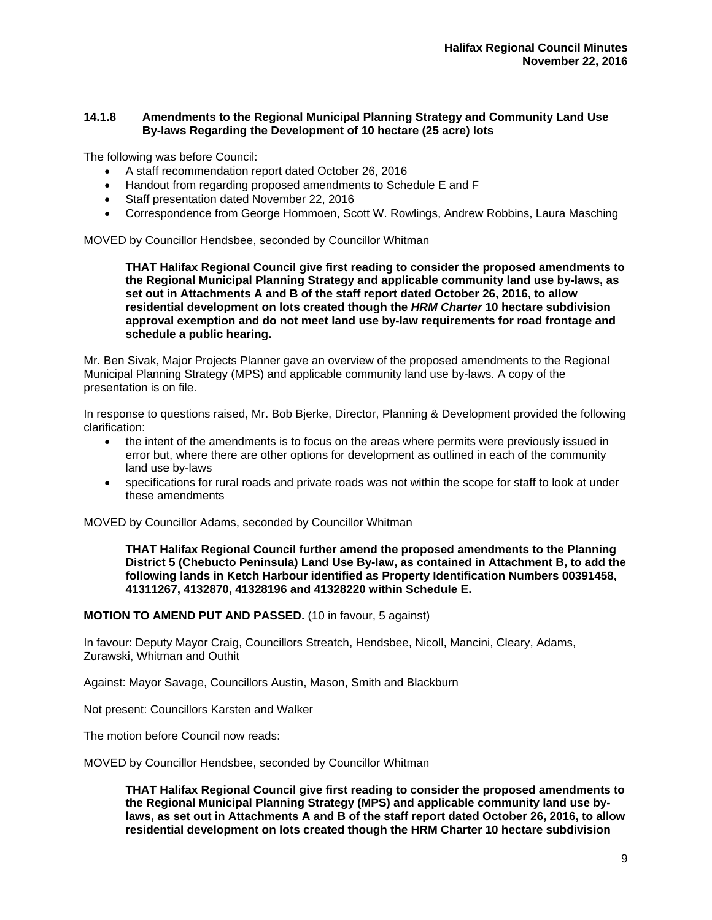### 14.1.8 Amendments to the Regional Municipal Planning Strategy and Community Land Use By-laws Regarding the Development of 10 hectare (25 acre) lots

The following was before Council:

- A staff recommendation report dated October 26, 2016
- Handout from regarding proposed amendments to Schedule E and F
- Staff presentation dated November 22, 2016
- Correspondence from George Hommoen, Scott W. Rowlings, Andrew Robbins, Laura Masching

MOVED by Councillor Hendsbee, seconded by Councillor Whitman

> **THAT Halifax Regional Council give first reading to consider the proposed amendments to the Regional Municipal Planning Strategy and applicable community land use by-laws, as set out in Attachments A and B of the staff report dated October 26, 2016, to allow residential development on lots created though the *HRM Charter* 10 hectare subdivision approval exemption and do not meet land use by-law requirements for road frontage and schedule a public hearing.**

Mr. Ben Sivak, Major Projects Planner gave an overview of the proposed amendments to the Regional Municipal Planning Strategy (MPS) and applicable community land use by-laws. A copy of the presentation is on file.

In response to questions raised, Mr. Bob Bjerke, Director, Planning & Development provided the following clarification:

- the intent of the amendments is to focus on the areas where permits were previously issued in error but, where there are other options for development as outlined in each of the community land use by-laws
- specifications for rural roads and private roads was not within the scope for staff to look at under these amendments

MOVED by Councillor Adams, seconded by Councillor Whitman

> **THAT Halifax Regional Council further amend the proposed amendments to the Planning District 5 (Chebucto Peninsula) Land Use By-law, as contained in Attachment B, to add the following lands in Ketch Harbour identified as Property Identification Numbers 00391458, 41311267, 4132870, 41328196 and 41328220 within Schedule E.**

**MOTION TO AMEND PUT AND PASSED.** (10 in favour, 5 against)

In favour: Deputy Mayor Craig, Councillors Streatch, Hendsbee, Nicoll, Mancini, Cleary, Adams, Zurawski, Whitman and Outhit

Against: Mayor Savage, Councillors Austin, Mason, Smith and Blackburn

Not present: Councillors Karsten and Walker

The motion before Council now reads:

MOVED by Councillor Hendsbee, seconded by Councillor Whitman

> **THAT Halifax Regional Council give first reading to consider the proposed amendments to the Regional Municipal Planning Strategy (MPS) and applicable community land use by-laws, as set out in Attachments A and B of the staff report dated October 26, 2016, to allow residential development on lots created though the HRM Charter 10 hectare subdivision**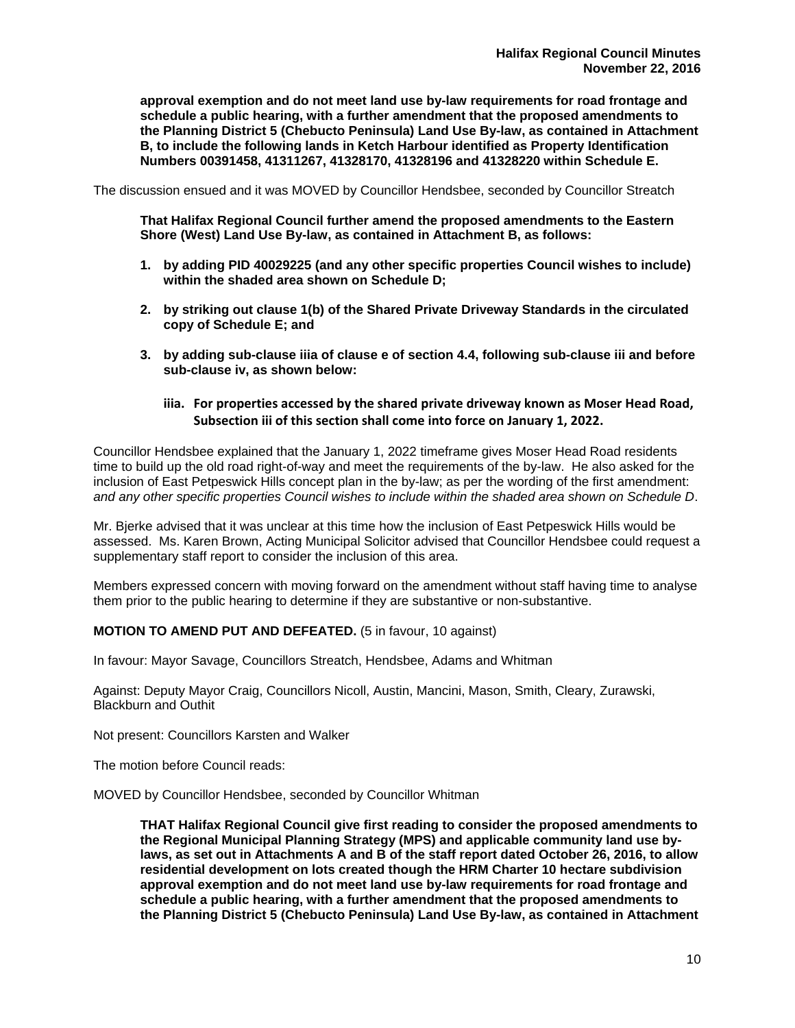**approval exemption and do not meet land use by-law requirements for road frontage and schedule a public hearing, with a further amendment that the proposed amendments to the Planning District 5 (Chebucto Peninsula) Land Use By-law, as contained in Attachment B, to include the following lands in Ketch Harbour identified as Property Identification Numbers 00391458, 41311267, 41328170, 41328196 and 41328220 within Schedule E.**

The discussion ensued and it was MOVED by Councillor Hendsbee, seconded by Councillor Streatch

**That Halifax Regional Council further amend the proposed amendments to the Eastern Shore (West) Land Use By-law, as contained in Attachment B, as follows:**

1. **by adding PID 40029225 (and any other specific properties Council wishes to include) within the shaded area shown on Schedule D;**
2. **by striking out clause 1(b) of the Shared Private Driveway Standards in the circulated copy of Schedule E; and**
3. **by adding sub-clause iiia of clause e of section 4.4, following sub-clause iii and before sub-clause iv, as shown below:**

   **iiia. For properties accessed by the shared private driveway known as Moser Head Road, Subsection iii of this section shall come into force on January 1, 2022.**

Councillor Hendsbee explained that the January 1, 2022 timeframe gives Moser Head Road residents time to build up the old road right-of-way and meet the requirements of the by-law. He also asked for the inclusion of East Petpeswick Hills concept plan in the by-law; as per the wording of the first amendment: *and any other specific properties Council wishes to include within the shaded area shown on Schedule D*.

Mr. Bjerke advised that it was unclear at this time how the inclusion of East Petpeswick Hills would be assessed. Ms. Karen Brown, Acting Municipal Solicitor advised that Councillor Hendsbee could request a supplementary staff report to consider the inclusion of this area.

Members expressed concern with moving forward on the amendment without staff having time to analyse them prior to the public hearing to determine if they are substantive or non-substantive.

**MOTION TO AMEND PUT AND DEFEATED.** (5 in favour, 10 against)

In favour: Mayor Savage, Councillors Streatch, Hendsbee, Adams and Whitman

Against: Deputy Mayor Craig, Councillors Nicoll, Austin, Mancini, Mason, Smith, Cleary, Zurawski, Blackburn and Outhit

Not present: Councillors Karsten and Walker

The motion before Council reads:

MOVED by Councillor Hendsbee, seconded by Councillor Whitman

**THAT Halifax Regional Council give first reading to consider the proposed amendments to the Regional Municipal Planning Strategy (MPS) and applicable community land use by-laws, as set out in Attachments A and B of the staff report dated October 26, 2016, to allow residential development on lots created though the HRM Charter 10 hectare subdivision approval exemption and do not meet land use by-law requirements for road frontage and schedule a public hearing, with a further amendment that the proposed amendments to the Planning District 5 (Chebucto Peninsula) Land Use By-law, as contained in Attachment**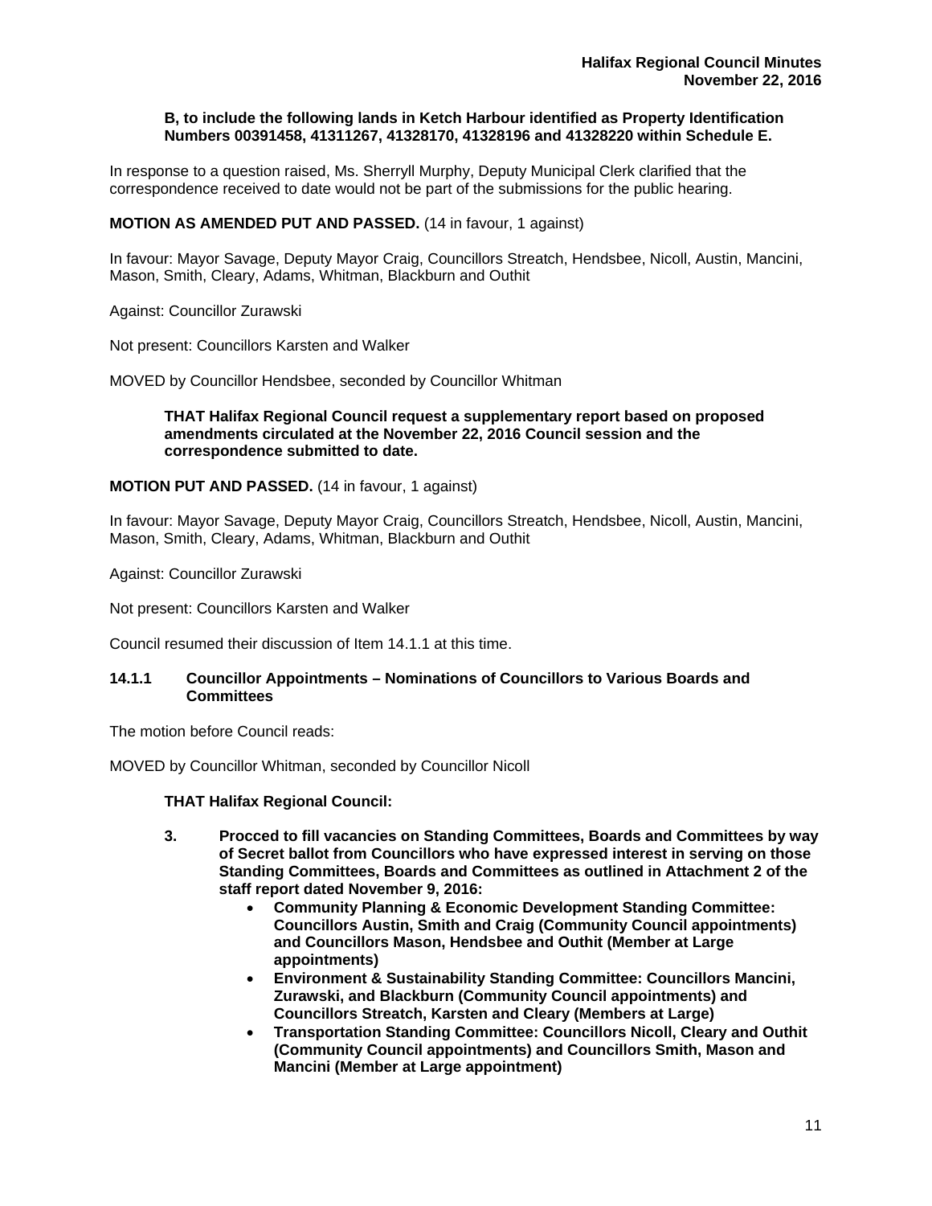**B, to include the following lands in Ketch Harbour identified as Property Identification Numbers 00391458, 41311267, 41328170, 41328196 and 41328220 within Schedule E.**

In response to a question raised, Ms. Sherryll Murphy, Deputy Municipal Clerk clarified that the correspondence received to date would not be part of the submissions for the public hearing.

**MOTION AS AMENDED PUT AND PASSED.** (14 in favour, 1 against)

In favour: Mayor Savage, Deputy Mayor Craig, Councillors Streatch, Hendsbee, Nicoll, Austin, Mancini, Mason, Smith, Cleary, Adams, Whitman, Blackburn and Outhit

Against: Councillor Zurawski

Not present: Councillors Karsten and Walker

MOVED by Councillor Hendsbee, seconded by Councillor Whitman

> **THAT Halifax Regional Council request a supplementary report based on proposed amendments circulated at the November 22, 2016 Council session and the correspondence submitted to date.**

**MOTION PUT AND PASSED.** (14 in favour, 1 against)

In favour: Mayor Savage, Deputy Mayor Craig, Councillors Streatch, Hendsbee, Nicoll, Austin, Mancini, Mason, Smith, Cleary, Adams, Whitman, Blackburn and Outhit

Against: Councillor Zurawski

Not present: Councillors Karsten and Walker

Council resumed their discussion of Item 14.1.1 at this time.

### 14.1.1 Councillor Appointments – Nominations of Councillors to Various Boards and Committees

The motion before Council reads:

MOVED by Councillor Whitman, seconded by Councillor Nicoll

**THAT Halifax Regional Council:**

3. **Procced to fill vacancies on Standing Committees, Boards and Committees by way of Secret ballot from Councillors who have expressed interest in serving on those Standing Committees, Boards and Committees as outlined in Attachment 2 of the staff report dated November 9, 2016:**
   - **Community Planning & Economic Development Standing Committee: Councillors Austin, Smith and Craig (Community Council appointments) and Councillors Mason, Hendsbee and Outhit (Member at Large appointments)**
   - **Environment & Sustainability Standing Committee: Councillors Mancini, Zurawski, and Blackburn (Community Council appointments) and Councillors Streatch, Karsten and Cleary (Members at Large)**
   - **Transportation Standing Committee: Councillors Nicoll, Cleary and Outhit (Community Council appointments) and Councillors Smith, Mason and Mancini (Member at Large appointment)**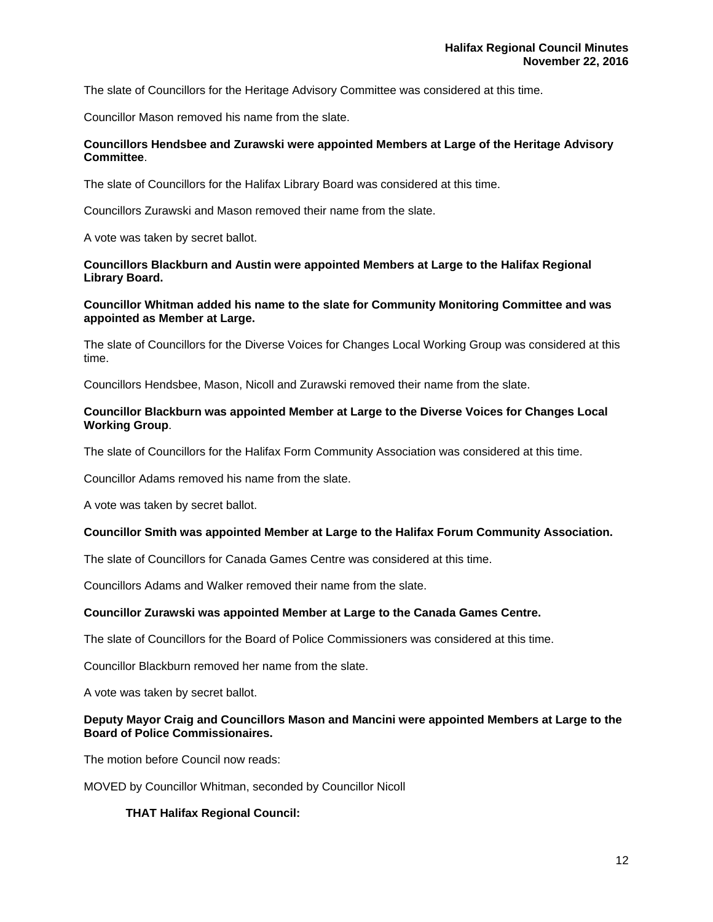The slate of Councillors for the Heritage Advisory Committee was considered at this time.

Councillor Mason removed his name from the slate.

**Councillors Hendsbee and Zurawski were appointed Members at Large of the Heritage Advisory Committee**.

The slate of Councillors for the Halifax Library Board was considered at this time.

Councillors Zurawski and Mason removed their name from the slate.

A vote was taken by secret ballot.

**Councillors Blackburn and Austin were appointed Members at Large to the Halifax Regional Library Board.**

**Councillor Whitman added his name to the slate for Community Monitoring Committee and was appointed as Member at Large.**

The slate of Councillors for the Diverse Voices for Changes Local Working Group was considered at this time.

Councillors Hendsbee, Mason, Nicoll and Zurawski removed their name from the slate.

**Councillor Blackburn was appointed Member at Large to the Diverse Voices for Changes Local Working Group**.

The slate of Councillors for the Halifax Form Community Association was considered at this time.

Councillor Adams removed his name from the slate.

A vote was taken by secret ballot.

**Councillor Smith was appointed Member at Large to the Halifax Forum Community Association.**

The slate of Councillors for Canada Games Centre was considered at this time.

Councillors Adams and Walker removed their name from the slate.

**Councillor Zurawski was appointed Member at Large to the Canada Games Centre.**

The slate of Councillors for the Board of Police Commissioners was considered at this time.

Councillor Blackburn removed her name from the slate.

A vote was taken by secret ballot.

**Deputy Mayor Craig and Councillors Mason and Mancini were appointed Members at Large to the Board of Police Commissionaires.**

The motion before Council now reads:

MOVED by Councillor Whitman, seconded by Councillor Nicoll

**THAT Halifax Regional Council:**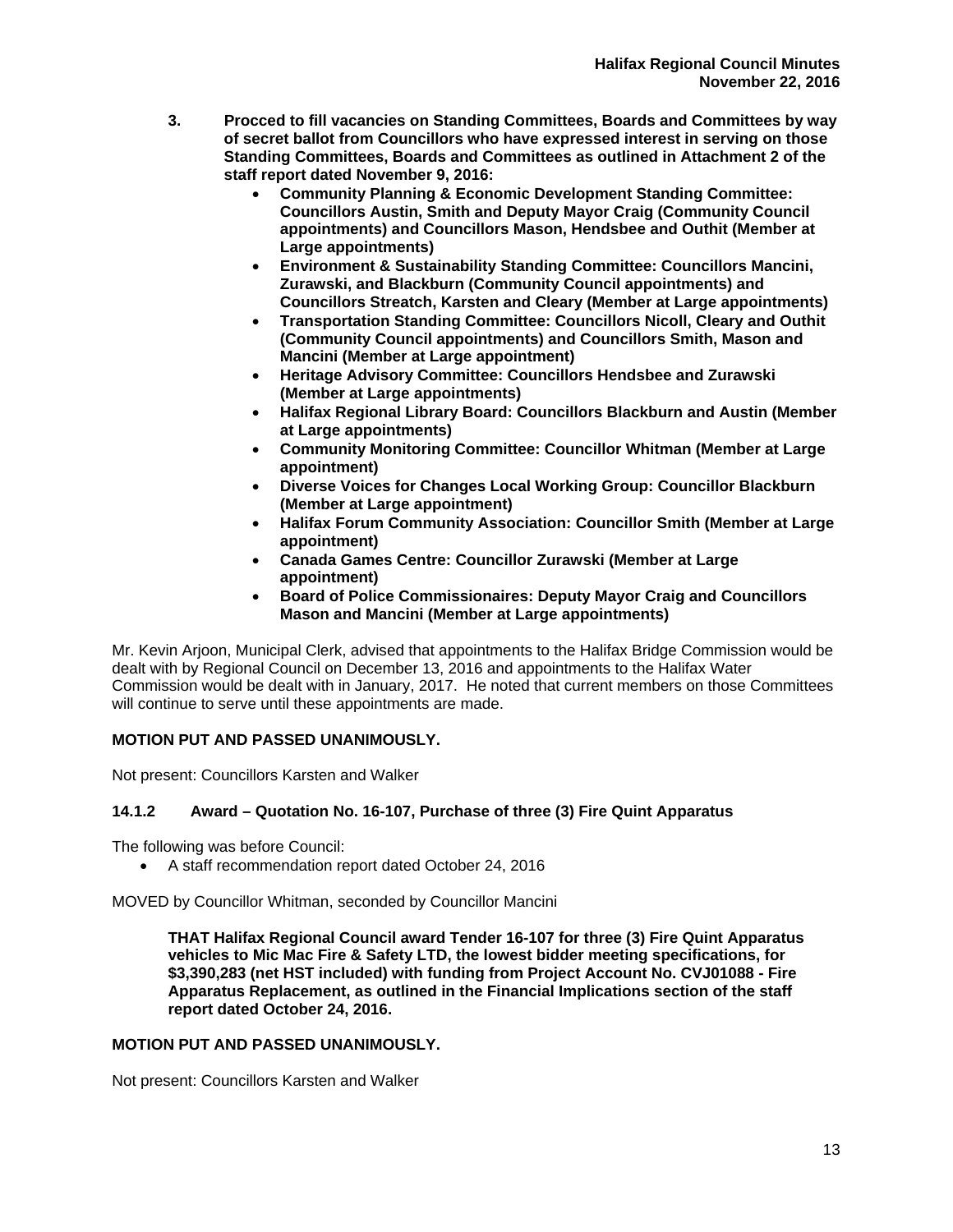**3. Procced to fill vacancies on Standing Committees, Boards and Committees by way of secret ballot from Councillors who have expressed interest in serving on those Standing Committees, Boards and Committees as outlined in Attachment 2 of the staff report dated November 9, 2016:**

- **Community Planning & Economic Development Standing Committee: Councillors Austin, Smith and Deputy Mayor Craig (Community Council appointments) and Councillors Mason, Hendsbee and Outhit (Member at Large appointments)**
- **Environment & Sustainability Standing Committee: Councillors Mancini, Zurawski, and Blackburn (Community Council appointments) and Councillors Streatch, Karsten and Cleary (Member at Large appointments)**
- **Transportation Standing Committee: Councillors Nicoll, Cleary and Outhit (Community Council appointments) and Councillors Smith, Mason and Mancini (Member at Large appointment)**
- **Heritage Advisory Committee: Councillors Hendsbee and Zurawski (Member at Large appointments)**
- **Halifax Regional Library Board: Councillors Blackburn and Austin (Member at Large appointments)**
- **Community Monitoring Committee: Councillor Whitman (Member at Large appointment)**
- **Diverse Voices for Changes Local Working Group: Councillor Blackburn (Member at Large appointment)**
- **Halifax Forum Community Association: Councillor Smith (Member at Large appointment)**
- **Canada Games Centre: Councillor Zurawski (Member at Large appointment)**
- **Board of Police Commissionaires: Deputy Mayor Craig and Councillors Mason and Mancini (Member at Large appointments)**

Mr. Kevin Arjoon, Municipal Clerk, advised that appointments to the Halifax Bridge Commission would be dealt with by Regional Council on December 13, 2016 and appointments to the Halifax Water Commission would be dealt with in January, 2017. He noted that current members on those Committees will continue to serve until these appointments are made.

**MOTION PUT AND PASSED UNANIMOUSLY.**

Not present: Councillors Karsten and Walker

### 14.1.2 Award – Quotation No. 16-107, Purchase of three (3) Fire Quint Apparatus

The following was before Council:

- A staff recommendation report dated October 24, 2016

MOVED by Councillor Whitman, seconded by Councillor Mancini

**THAT Halifax Regional Council award Tender 16-107 for three (3) Fire Quint Apparatus vehicles to Mic Mac Fire & Safety LTD, the lowest bidder meeting specifications, for $3,390,283 (net HST included) with funding from Project Account No. CVJ01088 - Fire Apparatus Replacement, as outlined in the Financial Implications section of the staff report dated October 24, 2016.**

**MOTION PUT AND PASSED UNANIMOUSLY.**

Not present: Councillors Karsten and Walker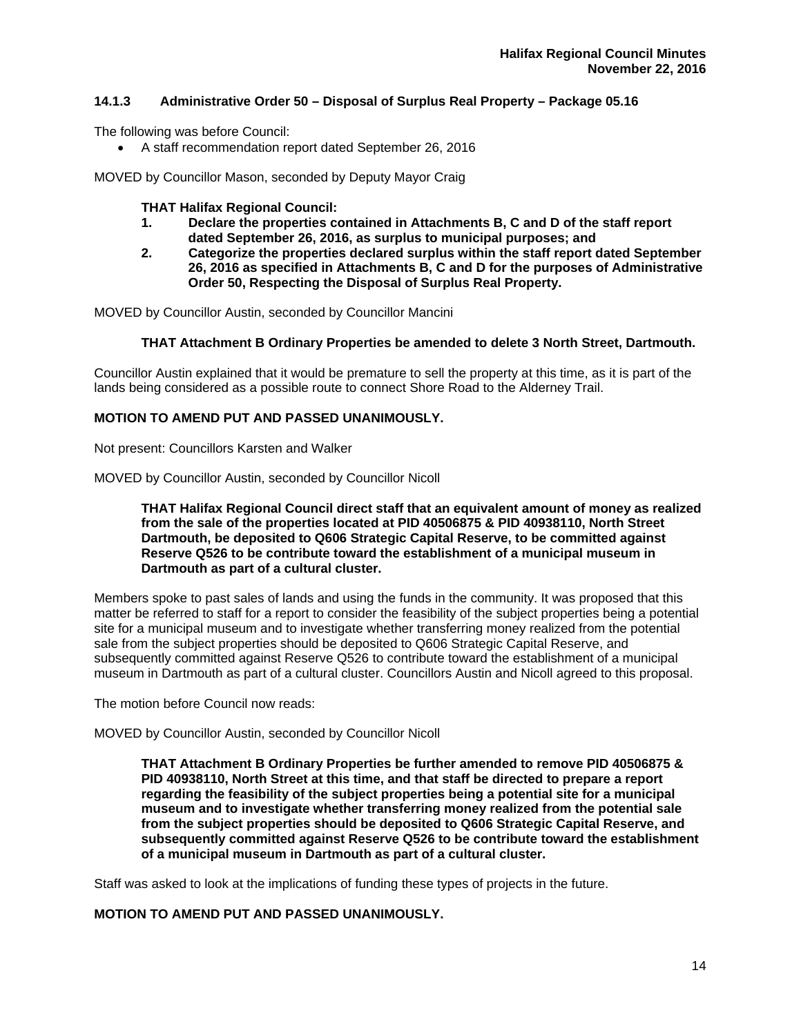### 14.1.3 Administrative Order 50 – Disposal of Surplus Real Property – Package 05.16

The following was before Council:

- A staff recommendation report dated September 26, 2016

MOVED by Councillor Mason, seconded by Deputy Mayor Craig

> **THAT Halifax Regional Council:**
> 1. **Declare the properties contained in Attachments B, C and D of the staff report dated September 26, 2016, as surplus to municipal purposes; and**
> 2. **Categorize the properties declared surplus within the staff report dated September 26, 2016 as specified in Attachments B, C and D for the purposes of Administrative Order 50, Respecting the Disposal of Surplus Real Property.**

MOVED by Councillor Austin, seconded by Councillor Mancini

> **THAT Attachment B Ordinary Properties be amended to delete 3 North Street, Dartmouth.**

Councillor Austin explained that it would be premature to sell the property at this time, as it is part of the lands being considered as a possible route to connect Shore Road to the Alderney Trail.

**MOTION TO AMEND PUT AND PASSED UNANIMOUSLY.**

Not present: Councillors Karsten and Walker

MOVED by Councillor Austin, seconded by Councillor Nicoll

> **THAT Halifax Regional Council direct staff that an equivalent amount of money as realized from the sale of the properties located at PID 40506875 & PID 40938110, North Street Dartmouth, be deposited to Q606 Strategic Capital Reserve, to be committed against Reserve Q526 to be contribute toward the establishment of a municipal museum in Dartmouth as part of a cultural cluster.**

Members spoke to past sales of lands and using the funds in the community. It was proposed that this matter be referred to staff for a report to consider the feasibility of the subject properties being a potential site for a municipal museum and to investigate whether transferring money realized from the potential sale from the subject properties should be deposited to Q606 Strategic Capital Reserve, and subsequently committed against Reserve Q526 to contribute toward the establishment of a municipal museum in Dartmouth as part of a cultural cluster. Councillors Austin and Nicoll agreed to this proposal.

The motion before Council now reads:

MOVED by Councillor Austin, seconded by Councillor Nicoll

> **THAT Attachment B Ordinary Properties be further amended to remove PID 40506875 & PID 40938110, North Street at this time, and that staff be directed to prepare a report regarding the feasibility of the subject properties being a potential site for a municipal museum and to investigate whether transferring money realized from the potential sale from the subject properties should be deposited to Q606 Strategic Capital Reserve, and subsequently committed against Reserve Q526 to be contribute toward the establishment of a municipal museum in Dartmouth as part of a cultural cluster.**

Staff was asked to look at the implications of funding these types of projects in the future.

**MOTION TO AMEND PUT AND PASSED UNANIMOUSLY.**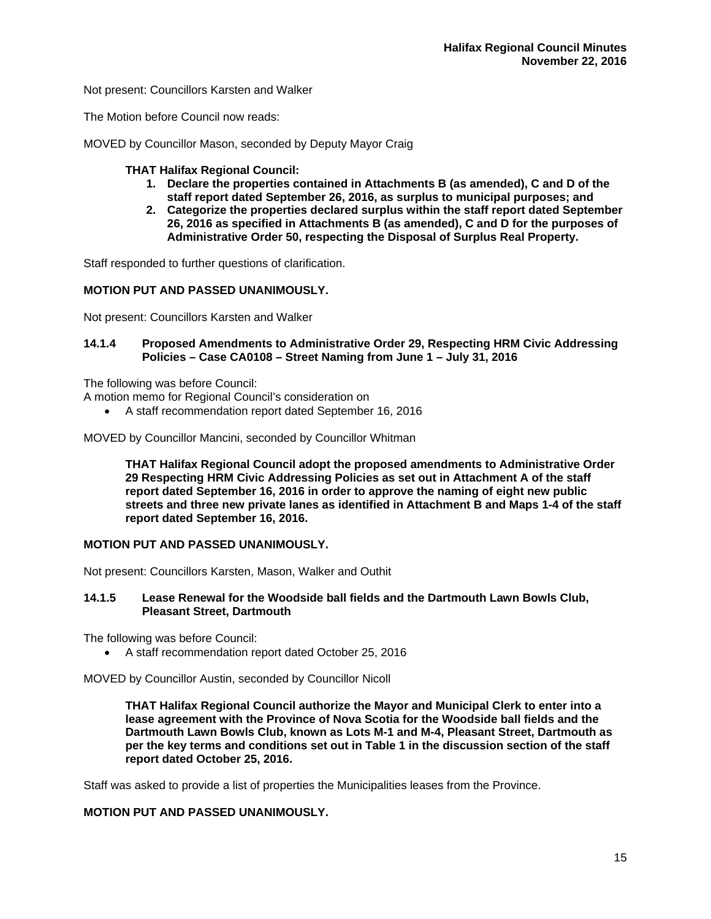Not present: Councillors Karsten and Walker

The Motion before Council now reads:

MOVED by Councillor Mason, seconded by Deputy Mayor Craig

**THAT Halifax Regional Council:**

1. **Declare the properties contained in Attachments B (as amended), C and D of the staff report dated September 26, 2016, as surplus to municipal purposes; and**
2. **Categorize the properties declared surplus within the staff report dated September 26, 2016 as specified in Attachments B (as amended), C and D for the purposes of Administrative Order 50, respecting the Disposal of Surplus Real Property.**

Staff responded to further questions of clarification.

**MOTION PUT AND PASSED UNANIMOUSLY.**

Not present: Councillors Karsten and Walker

### 14.1.4 Proposed Amendments to Administrative Order 29, Respecting HRM Civic Addressing Policies – Case CA0108 – Street Naming from June 1 – July 31, 2016

The following was before Council:
A motion memo for Regional Council's consideration on

- A staff recommendation report dated September 16, 2016

MOVED by Councillor Mancini, seconded by Councillor Whitman

**THAT Halifax Regional Council adopt the proposed amendments to Administrative Order 29 Respecting HRM Civic Addressing Policies as set out in Attachment A of the staff report dated September 16, 2016 in order to approve the naming of eight new public streets and three new private lanes as identified in Attachment B and Maps 1-4 of the staff report dated September 16, 2016.**

**MOTION PUT AND PASSED UNANIMOUSLY.**

Not present: Councillors Karsten, Mason, Walker and Outhit

### 14.1.5 Lease Renewal for the Woodside ball fields and the Dartmouth Lawn Bowls Club, Pleasant Street, Dartmouth

The following was before Council:

- A staff recommendation report dated October 25, 2016

MOVED by Councillor Austin, seconded by Councillor Nicoll

**THAT Halifax Regional Council authorize the Mayor and Municipal Clerk to enter into a lease agreement with the Province of Nova Scotia for the Woodside ball fields and the Dartmouth Lawn Bowls Club, known as Lots M-1 and M-4, Pleasant Street, Dartmouth as per the key terms and conditions set out in Table 1 in the discussion section of the staff report dated October 25, 2016.**

Staff was asked to provide a list of properties the Municipalities leases from the Province.

**MOTION PUT AND PASSED UNANIMOUSLY.**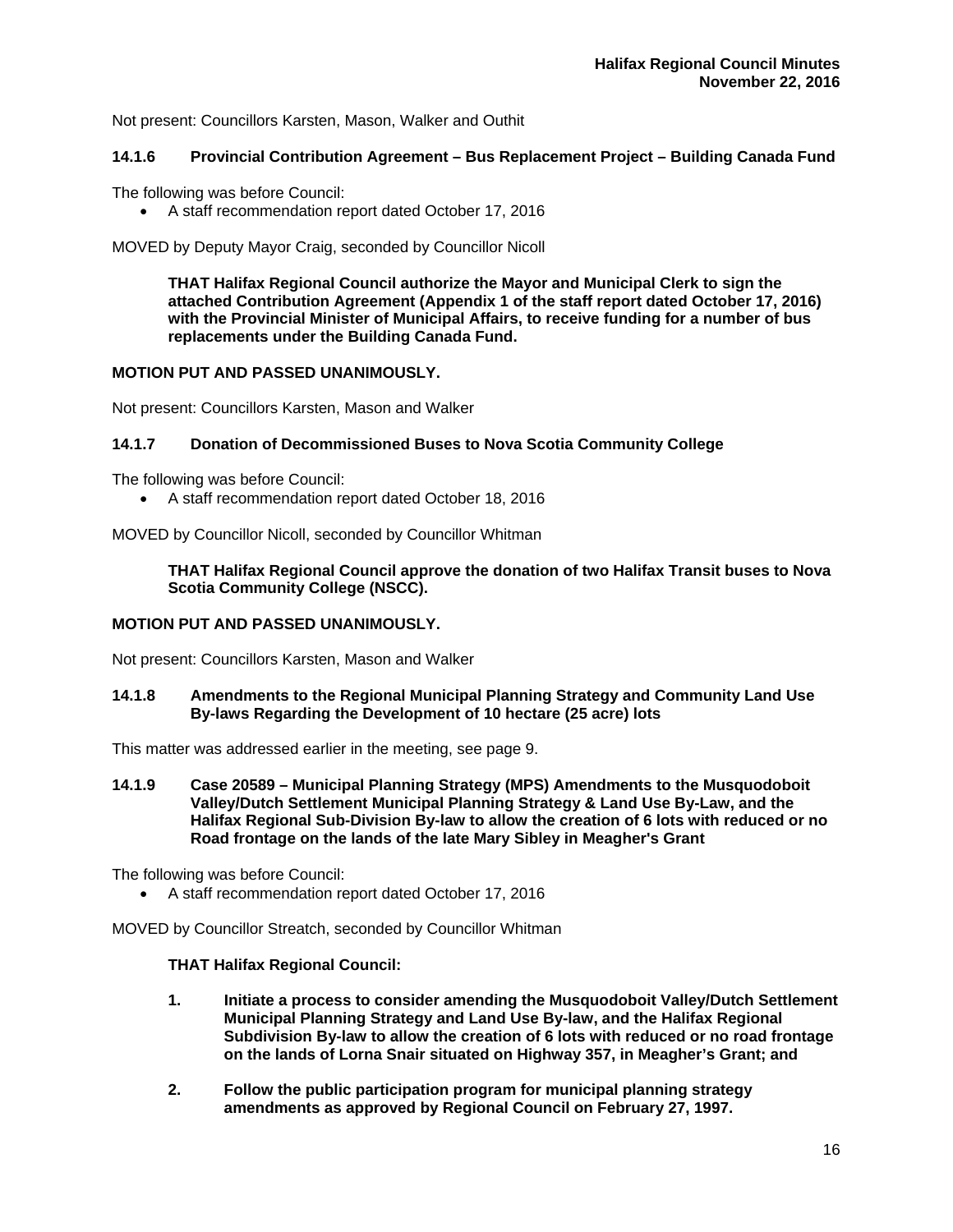Not present: Councillors Karsten, Mason, Walker and Outhit

### 14.1.6 Provincial Contribution Agreement – Bus Replacement Project – Building Canada Fund

The following was before Council:

- A staff recommendation report dated October 17, 2016

MOVED by Deputy Mayor Craig, seconded by Councillor Nicoll

> **THAT Halifax Regional Council authorize the Mayor and Municipal Clerk to sign the attached Contribution Agreement (Appendix 1 of the staff report dated October 17, 2016) with the Provincial Minister of Municipal Affairs, to receive funding for a number of bus replacements under the Building Canada Fund.**

**MOTION PUT AND PASSED UNANIMOUSLY.**

Not present: Councillors Karsten, Mason and Walker

### 14.1.7 Donation of Decommissioned Buses to Nova Scotia Community College

The following was before Council:

- A staff recommendation report dated October 18, 2016

MOVED by Councillor Nicoll, seconded by Councillor Whitman

> **THAT Halifax Regional Council approve the donation of two Halifax Transit buses to Nova Scotia Community College (NSCC).**

**MOTION PUT AND PASSED UNANIMOUSLY.**

Not present: Councillors Karsten, Mason and Walker

### 14.1.8 Amendments to the Regional Municipal Planning Strategy and Community Land Use By-laws Regarding the Development of 10 hectare (25 acre) lots

This matter was addressed earlier in the meeting, see page 9.

### 14.1.9 Case 20589 – Municipal Planning Strategy (MPS) Amendments to the Musquodoboit Valley/Dutch Settlement Municipal Planning Strategy & Land Use By-Law, and the Halifax Regional Sub-Division By-law to allow the creation of 6 lots with reduced or no Road frontage on the lands of the late Mary Sibley in Meagher's Grant

The following was before Council:

- A staff recommendation report dated October 17, 2016

MOVED by Councillor Streatch, seconded by Councillor Whitman

> **THAT Halifax Regional Council:**
>
> 1. **Initiate a process to consider amending the Musquodoboit Valley/Dutch Settlement Municipal Planning Strategy and Land Use By-law, and the Halifax Regional Subdivision By-law to allow the creation of 6 lots with reduced or no road frontage on the lands of Lorna Snair situated on Highway 357, in Meagher's Grant; and**
> 2. **Follow the public participation program for municipal planning strategy amendments as approved by Regional Council on February 27, 1997.**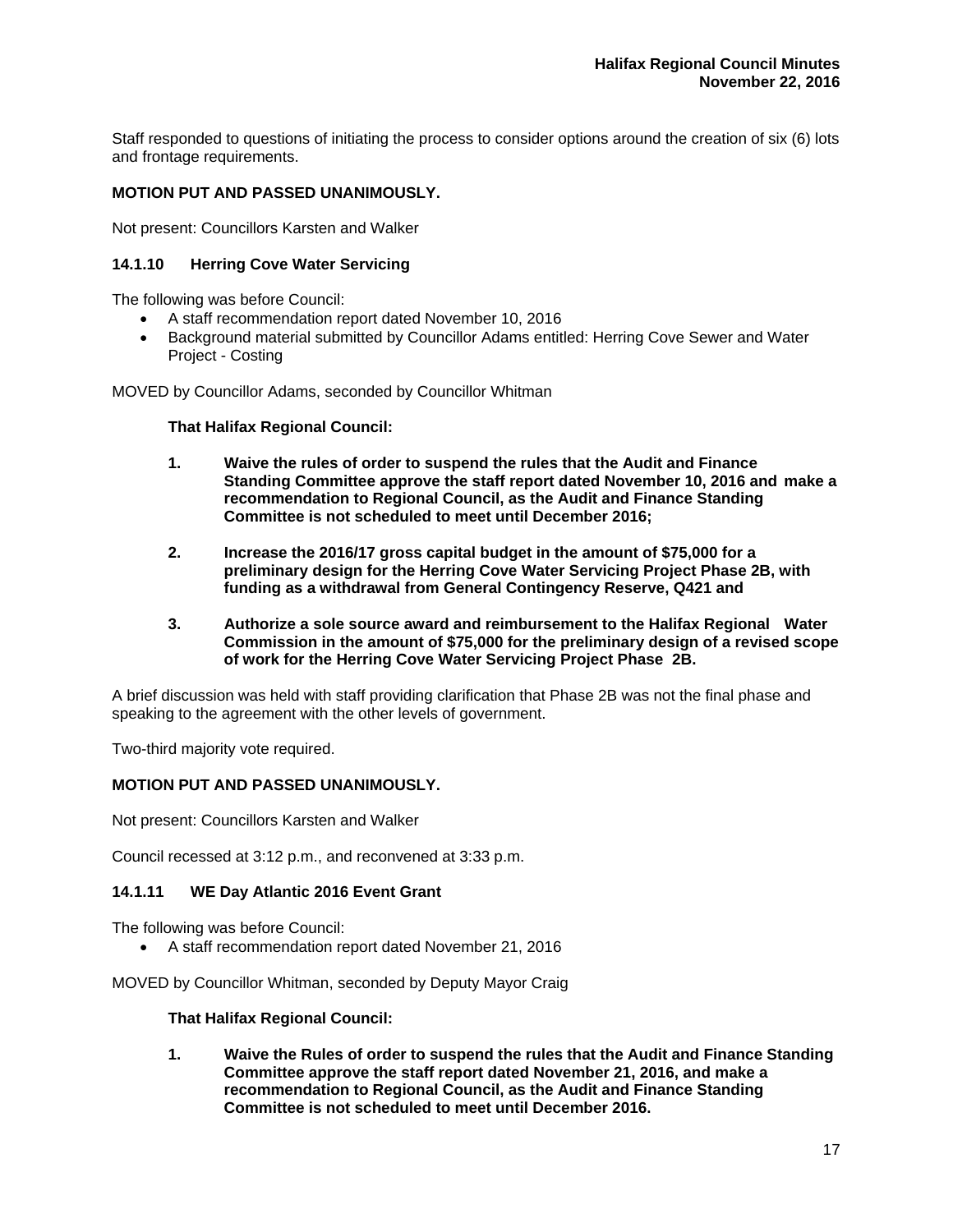Staff responded to questions of initiating the process to consider options around the creation of six (6) lots and frontage requirements.

**MOTION PUT AND PASSED UNANIMOUSLY.**

Not present: Councillors Karsten and Walker

### 14.1.10 Herring Cove Water Servicing

The following was before Council:

- A staff recommendation report dated November 10, 2016
- Background material submitted by Councillor Adams entitled: Herring Cove Sewer and Water Project - Costing

MOVED by Councillor Adams, seconded by Councillor Whitman

**That Halifax Regional Council:**

1. **Waive the rules of order to suspend the rules that the Audit and Finance Standing Committee approve the staff report dated November 10, 2016 and make a recommendation to Regional Council, as the Audit and Finance Standing Committee is not scheduled to meet until December 2016;**

2. **Increase the 2016/17 gross capital budget in the amount of $75,000 for a preliminary design for the Herring Cove Water Servicing Project Phase 2B, with funding as a withdrawal from General Contingency Reserve, Q421 and**

3. **Authorize a sole source award and reimbursement to the Halifax Regional Water Commission in the amount of $75,000 for the preliminary design of a revised scope of work for the Herring Cove Water Servicing Project Phase 2B.**

A brief discussion was held with staff providing clarification that Phase 2B was not the final phase and speaking to the agreement with the other levels of government.

Two-third majority vote required.

**MOTION PUT AND PASSED UNANIMOUSLY.**

Not present: Councillors Karsten and Walker

Council recessed at 3:12 p.m., and reconvened at 3:33 p.m.

### 14.1.11 WE Day Atlantic 2016 Event Grant

The following was before Council:

- A staff recommendation report dated November 21, 2016

MOVED by Councillor Whitman, seconded by Deputy Mayor Craig

**That Halifax Regional Council:**

1. **Waive the Rules of order to suspend the rules that the Audit and Finance Standing Committee approve the staff report dated November 21, 2016, and make a recommendation to Regional Council, as the Audit and Finance Standing Committee is not scheduled to meet until December 2016.**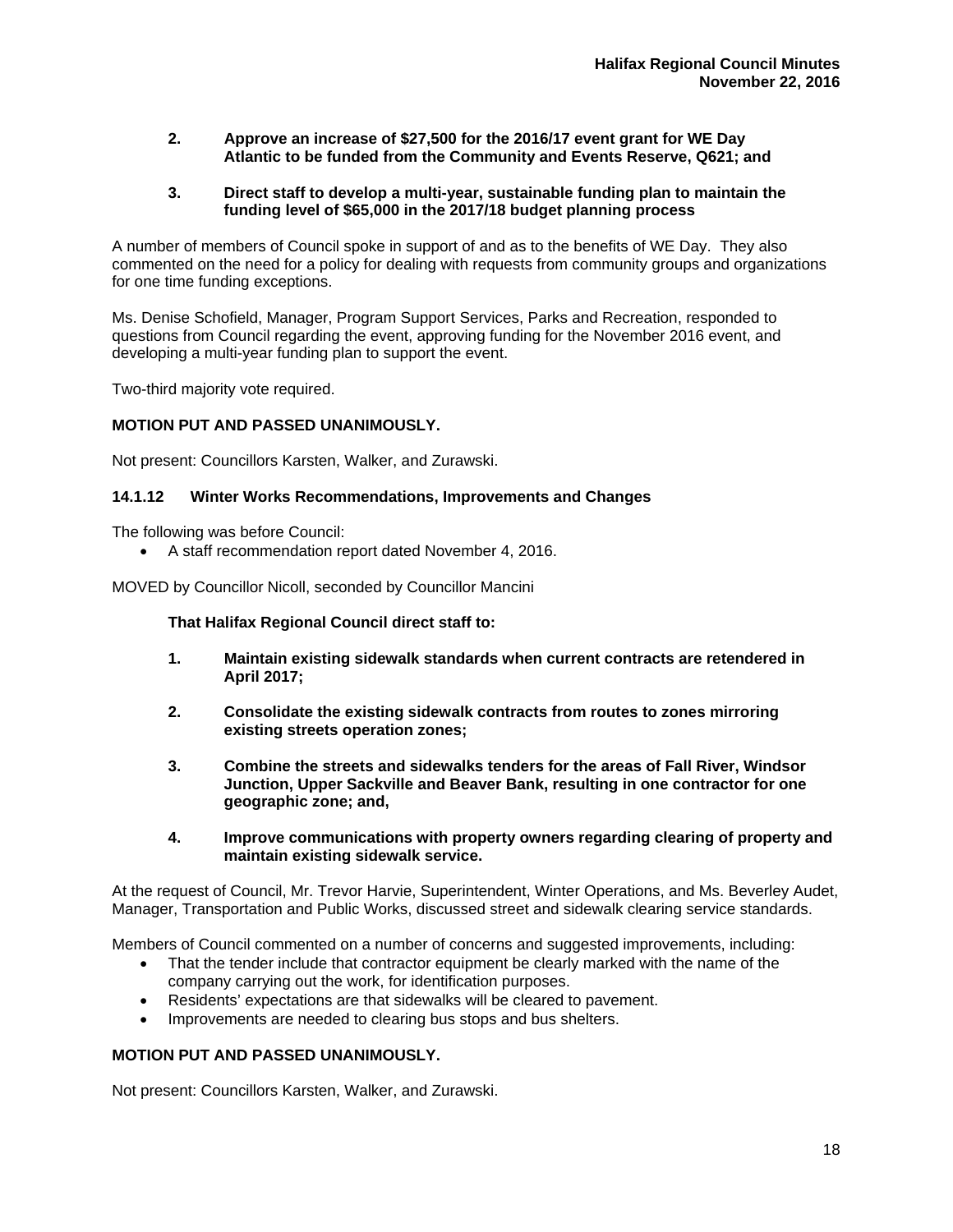2. **Approve an increase of $27,500 for the 2016/17 event grant for WE Day Atlantic to be funded from the Community and Events Reserve, Q621; and**

3. **Direct staff to develop a multi-year, sustainable funding plan to maintain the funding level of $65,000 in the 2017/18 budget planning process**

A number of members of Council spoke in support of and as to the benefits of WE Day. They also commented on the need for a policy for dealing with requests from community groups and organizations for one time funding exceptions.

Ms. Denise Schofield, Manager, Program Support Services, Parks and Recreation, responded to questions from Council regarding the event, approving funding for the November 2016 event, and developing a multi-year funding plan to support the event.

Two-third majority vote required.

**MOTION PUT AND PASSED UNANIMOUSLY.**

Not present: Councillors Karsten, Walker, and Zurawski.

### 14.1.12 Winter Works Recommendations, Improvements and Changes

The following was before Council:

- A staff recommendation report dated November 4, 2016.

MOVED by Councillor Nicoll, seconded by Councillor Mancini

**That Halifax Regional Council direct staff to:**

1. **Maintain existing sidewalk standards when current contracts are retendered in April 2017;**

2. **Consolidate the existing sidewalk contracts from routes to zones mirroring existing streets operation zones;**

3. **Combine the streets and sidewalks tenders for the areas of Fall River, Windsor Junction, Upper Sackville and Beaver Bank, resulting in one contractor for one geographic zone; and,**

4. **Improve communications with property owners regarding clearing of property and maintain existing sidewalk service.**

At the request of Council, Mr. Trevor Harvie, Superintendent, Winter Operations, and Ms. Beverley Audet, Manager, Transportation and Public Works, discussed street and sidewalk clearing service standards.

Members of Council commented on a number of concerns and suggested improvements, including:

- That the tender include that contractor equipment be clearly marked with the name of the company carrying out the work, for identification purposes.
- Residents' expectations are that sidewalks will be cleared to pavement.
- Improvements are needed to clearing bus stops and bus shelters.

**MOTION PUT AND PASSED UNANIMOUSLY.**

Not present: Councillors Karsten, Walker, and Zurawski.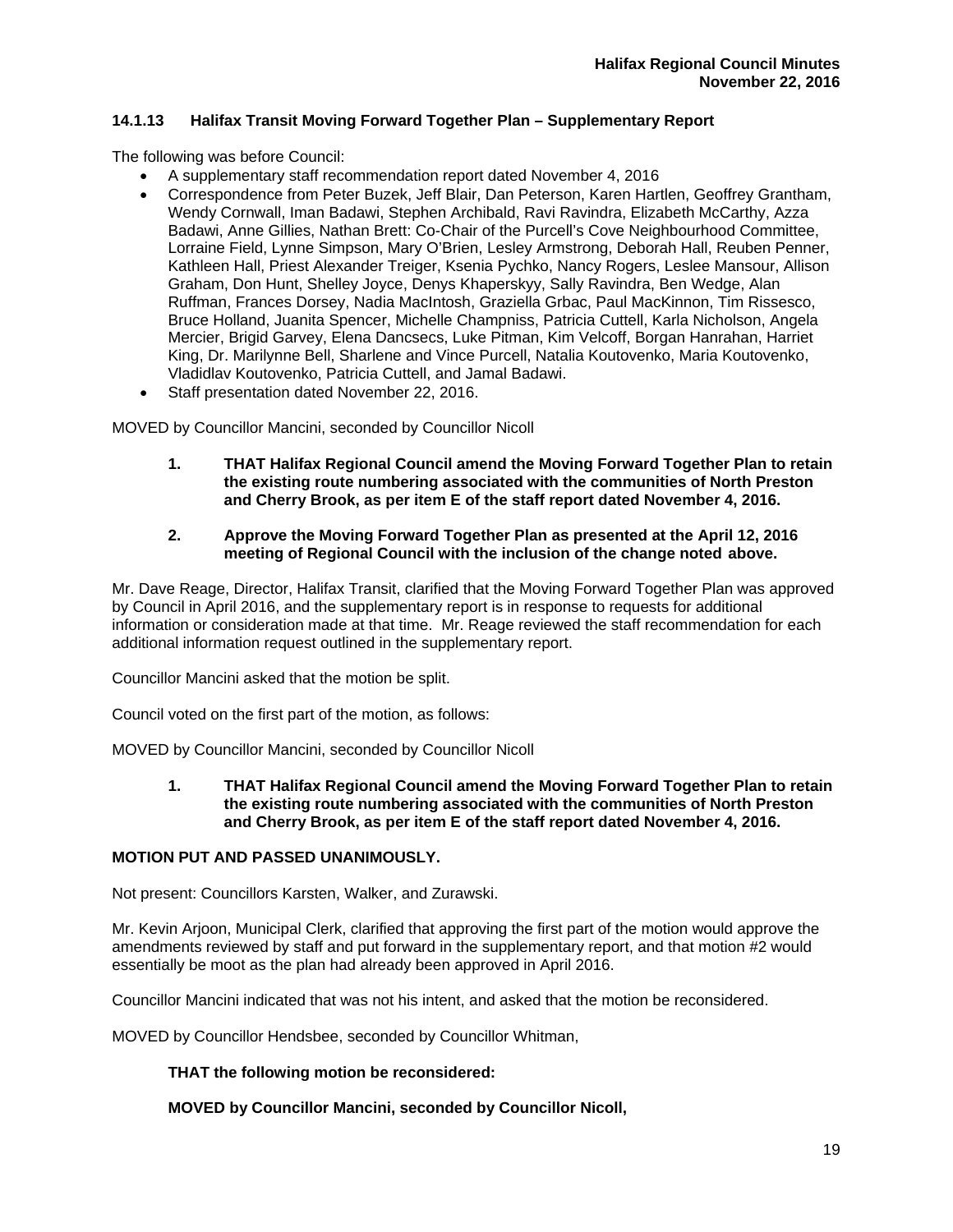### 14.1.13 Halifax Transit Moving Forward Together Plan – Supplementary Report

The following was before Council:

- A supplementary staff recommendation report dated November 4, 2016
- Correspondence from Peter Buzek, Jeff Blair, Dan Peterson, Karen Hartlen, Geoffrey Grantham, Wendy Cornwall, Iman Badawi, Stephen Archibald, Ravi Ravindra, Elizabeth McCarthy, Azza Badawi, Anne Gillies, Nathan Brett: Co-Chair of the Purcell's Cove Neighbourhood Committee, Lorraine Field, Lynne Simpson, Mary O'Brien, Lesley Armstrong, Deborah Hall, Reuben Penner, Kathleen Hall, Priest Alexander Treiger, Ksenia Pychko, Nancy Rogers, Leslee Mansour, Allison Graham, Don Hunt, Shelley Joyce, Denys Khaperskyy, Sally Ravindra, Ben Wedge, Alan Ruffman, Frances Dorsey, Nadia MacIntosh, Graziella Grbac, Paul MacKinnon, Tim Rissesco, Bruce Holland, Juanita Spencer, Michelle Champniss, Patricia Cuttell, Karla Nicholson, Angela Mercier, Brigid Garvey, Elena Dancsecs, Luke Pitman, Kim Velcoff, Borgan Hanrahan, Harriet King, Dr. Marilynne Bell, Sharlene and Vince Purcell, Natalia Koutovenko, Maria Koutovenko, Vladidlav Koutovenko, Patricia Cuttell, and Jamal Badawi.
- Staff presentation dated November 22, 2016.

MOVED by Councillor Mancini, seconded by Councillor Nicoll

> **1. THAT Halifax Regional Council amend the Moving Forward Together Plan to retain the existing route numbering associated with the communities of North Preston and Cherry Brook, as per item E of the staff report dated November 4, 2016.**
>
> **2. Approve the Moving Forward Together Plan as presented at the April 12, 2016 meeting of Regional Council with the inclusion of the change noted above.**

Mr. Dave Reage, Director, Halifax Transit, clarified that the Moving Forward Together Plan was approved by Council in April 2016, and the supplementary report is in response to requests for additional information or consideration made at that time. Mr. Reage reviewed the staff recommendation for each additional information request outlined in the supplementary report.

Councillor Mancini asked that the motion be split.

Council voted on the first part of the motion, as follows:

MOVED by Councillor Mancini, seconded by Councillor Nicoll

> **1. THAT Halifax Regional Council amend the Moving Forward Together Plan to retain the existing route numbering associated with the communities of North Preston and Cherry Brook, as per item E of the staff report dated November 4, 2016.**

**MOTION PUT AND PASSED UNANIMOUSLY.**

Not present: Councillors Karsten, Walker, and Zurawski.

Mr. Kevin Arjoon, Municipal Clerk, clarified that approving the first part of the motion would approve the amendments reviewed by staff and put forward in the supplementary report, and that motion #2 would essentially be moot as the plan had already been approved in April 2016.

Councillor Mancini indicated that was not his intent, and asked that the motion be reconsidered.

MOVED by Councillor Hendsbee, seconded by Councillor Whitman,

> **THAT the following motion be reconsidered:**
>
> **MOVED by Councillor Mancini, seconded by Councillor Nicoll,**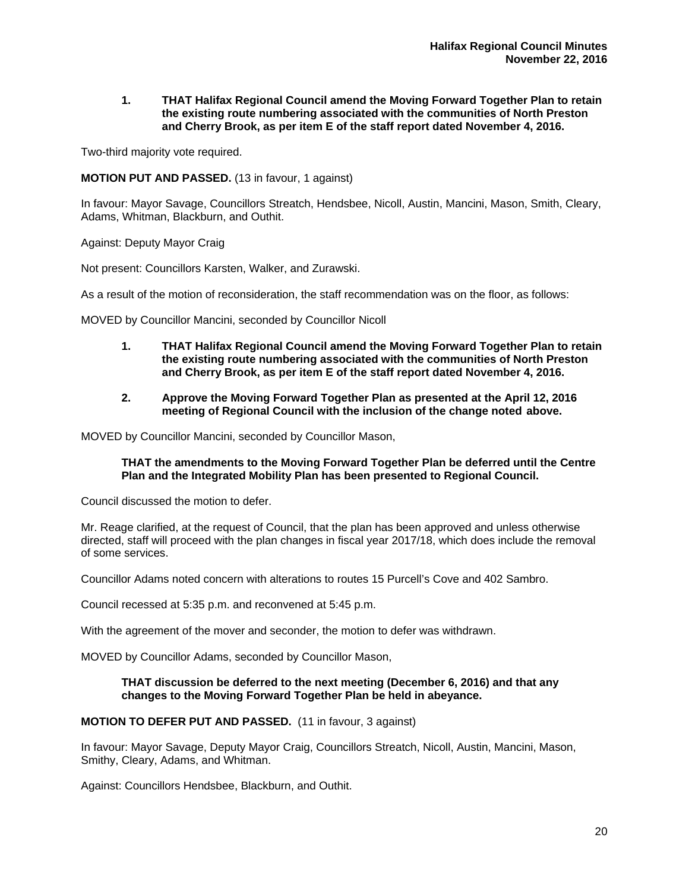**1. THAT Halifax Regional Council amend the Moving Forward Together Plan to retain the existing route numbering associated with the communities of North Preston and Cherry Brook, as per item E of the staff report dated November 4, 2016.**

Two-third majority vote required.

**MOTION PUT AND PASSED.** (13 in favour, 1 against)

In favour: Mayor Savage, Councillors Streatch, Hendsbee, Nicoll, Austin, Mancini, Mason, Smith, Cleary, Adams, Whitman, Blackburn, and Outhit.

Against: Deputy Mayor Craig

Not present: Councillors Karsten, Walker, and Zurawski.

As a result of the motion of reconsideration, the staff recommendation was on the floor, as follows:

MOVED by Councillor Mancini, seconded by Councillor Nicoll

**1. THAT Halifax Regional Council amend the Moving Forward Together Plan to retain the existing route numbering associated with the communities of North Preston and Cherry Brook, as per item E of the staff report dated November 4, 2016.**

**2. Approve the Moving Forward Together Plan as presented at the April 12, 2016 meeting of Regional Council with the inclusion of the change noted above.**

MOVED by Councillor Mancini, seconded by Councillor Mason,

**THAT the amendments to the Moving Forward Together Plan be deferred until the Centre Plan and the Integrated Mobility Plan has been presented to Regional Council.**

Council discussed the motion to defer.

Mr. Reage clarified, at the request of Council, that the plan has been approved and unless otherwise directed, staff will proceed with the plan changes in fiscal year 2017/18, which does include the removal of some services.

Councillor Adams noted concern with alterations to routes 15 Purcell's Cove and 402 Sambro.

Council recessed at 5:35 p.m. and reconvened at 5:45 p.m.

With the agreement of the mover and seconder, the motion to defer was withdrawn.

MOVED by Councillor Adams, seconded by Councillor Mason,

**THAT discussion be deferred to the next meeting (December 6, 2016) and that any changes to the Moving Forward Together Plan be held in abeyance.**

**MOTION TO DEFER PUT AND PASSED.** (11 in favour, 3 against)

In favour: Mayor Savage, Deputy Mayor Craig, Councillors Streatch, Nicoll, Austin, Mancini, Mason, Smithy, Cleary, Adams, and Whitman.

Against: Councillors Hendsbee, Blackburn, and Outhit.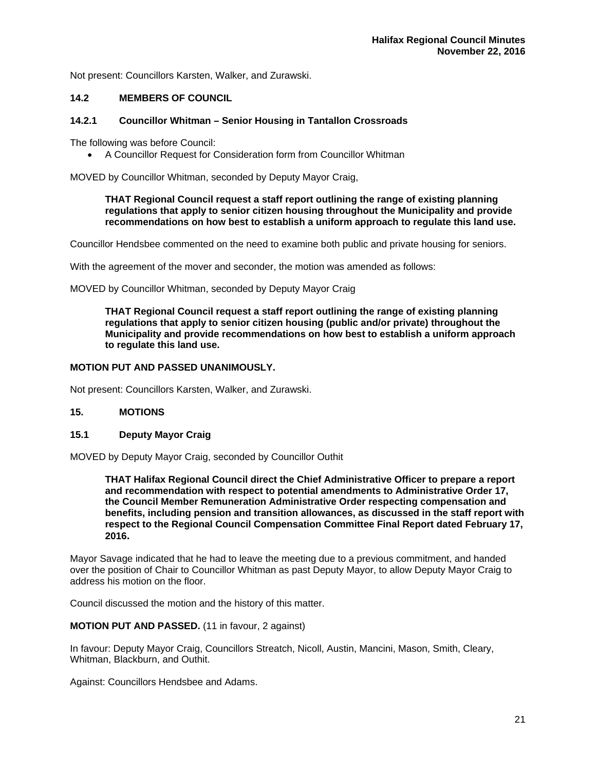Not present: Councillors Karsten, Walker, and Zurawski.

### 14.2 MEMBERS OF COUNCIL

### 14.2.1 Councillor Whitman – Senior Housing in Tantallon Crossroads

The following was before Council:

- A Councillor Request for Consideration form from Councillor Whitman

MOVED by Councillor Whitman, seconded by Deputy Mayor Craig,

> **THAT Regional Council request a staff report outlining the range of existing planning regulations that apply to senior citizen housing throughout the Municipality and provide recommendations on how best to establish a uniform approach to regulate this land use.**

Councillor Hendsbee commented on the need to examine both public and private housing for seniors.

With the agreement of the mover and seconder, the motion was amended as follows:

MOVED by Councillor Whitman, seconded by Deputy Mayor Craig

> **THAT Regional Council request a staff report outlining the range of existing planning regulations that apply to senior citizen housing (public and/or private) throughout the Municipality and provide recommendations on how best to establish a uniform approach to regulate this land use.**

**MOTION PUT AND PASSED UNANIMOUSLY.**

Not present: Councillors Karsten, Walker, and Zurawski.

## 15. MOTIONS

### 15.1 Deputy Mayor Craig

MOVED by Deputy Mayor Craig, seconded by Councillor Outhit

> **THAT Halifax Regional Council direct the Chief Administrative Officer to prepare a report and recommendation with respect to potential amendments to Administrative Order 17, the Council Member Remuneration Administrative Order respecting compensation and benefits, including pension and transition allowances, as discussed in the staff report with respect to the Regional Council Compensation Committee Final Report dated February 17, 2016.**

Mayor Savage indicated that he had to leave the meeting due to a previous commitment, and handed over the position of Chair to Councillor Whitman as past Deputy Mayor, to allow Deputy Mayor Craig to address his motion on the floor.

Council discussed the motion and the history of this matter.

**MOTION PUT AND PASSED.** (11 in favour, 2 against)

In favour: Deputy Mayor Craig, Councillors Streatch, Nicoll, Austin, Mancini, Mason, Smith, Cleary, Whitman, Blackburn, and Outhit.

Against: Councillors Hendsbee and Adams.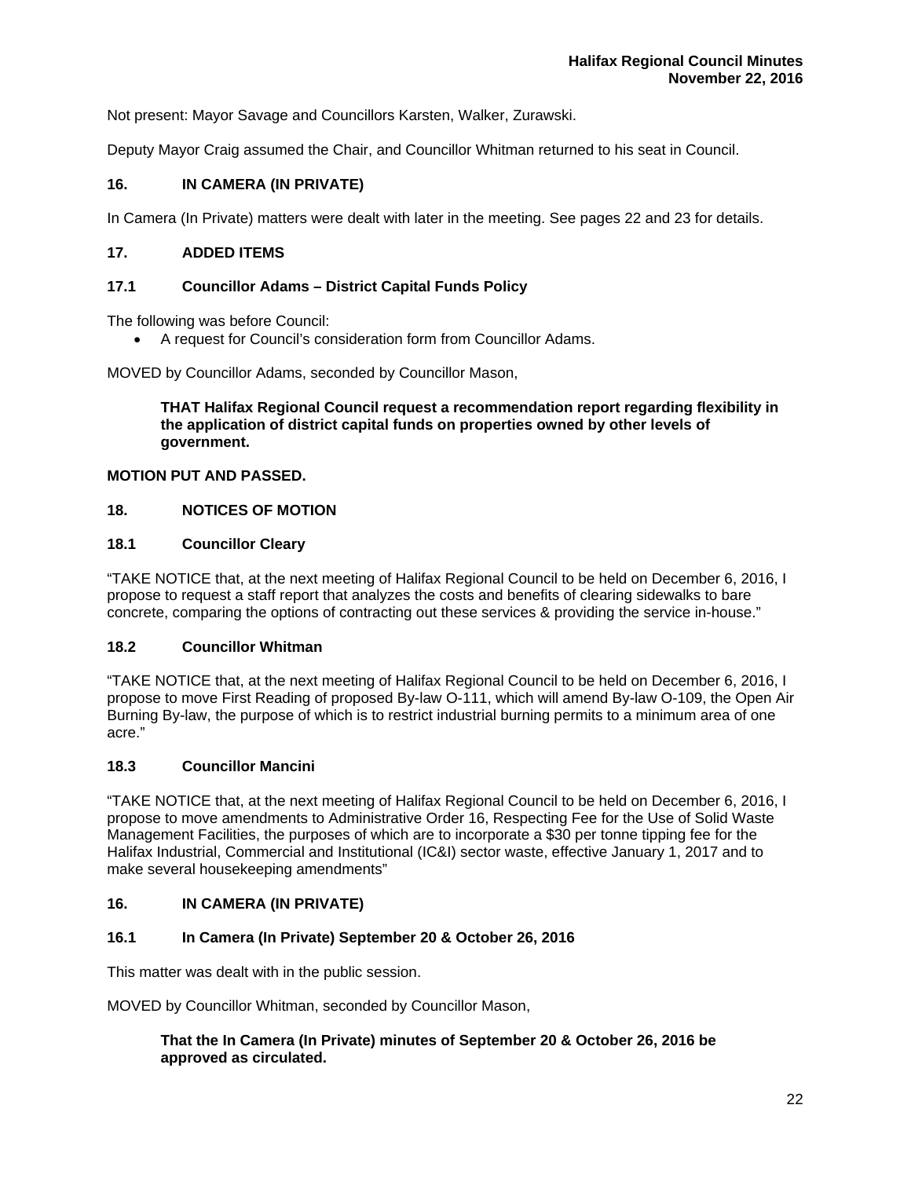Not present: Mayor Savage and Councillors Karsten, Walker, Zurawski.

Deputy Mayor Craig assumed the Chair, and Councillor Whitman returned to his seat in Council.

## 16. IN CAMERA (IN PRIVATE)

In Camera (In Private) matters were dealt with later in the meeting. See pages 22 and 23 for details.

## 17. ADDED ITEMS

### 17.1 Councillor Adams – District Capital Funds Policy

The following was before Council:

- A request for Council's consideration form from Councillor Adams.

MOVED by Councillor Adams, seconded by Councillor Mason,

> **THAT Halifax Regional Council request a recommendation report regarding flexibility in the application of district capital funds on properties owned by other levels of government.**

**MOTION PUT AND PASSED.**

## 18. NOTICES OF MOTION

### 18.1 Councillor Cleary

"TAKE NOTICE that, at the next meeting of Halifax Regional Council to be held on December 6, 2016, I propose to request a staff report that analyzes the costs and benefits of clearing sidewalks to bare concrete, comparing the options of contracting out these services & providing the service in-house."

### 18.2 Councillor Whitman

"TAKE NOTICE that, at the next meeting of Halifax Regional Council to be held on December 6, 2016, I propose to move First Reading of proposed By-law O-111, which will amend By-law O-109, the Open Air Burning By-law, the purpose of which is to restrict industrial burning permits to a minimum area of one acre."

### 18.3 Councillor Mancini

"TAKE NOTICE that, at the next meeting of Halifax Regional Council to be held on December 6, 2016, I propose to move amendments to Administrative Order 16, Respecting Fee for the Use of Solid Waste Management Facilities, the purposes of which are to incorporate a $30 per tonne tipping fee for the Halifax Industrial, Commercial and Institutional (IC&I) sector waste, effective January 1, 2017 and to make several housekeeping amendments"

## 16. IN CAMERA (IN PRIVATE)

### 16.1 In Camera (In Private) September 20 & October 26, 2016

This matter was dealt with in the public session.

MOVED by Councillor Whitman, seconded by Councillor Mason,

> **That the In Camera (In Private) minutes of September 20 & October 26, 2016 be approved as circulated.**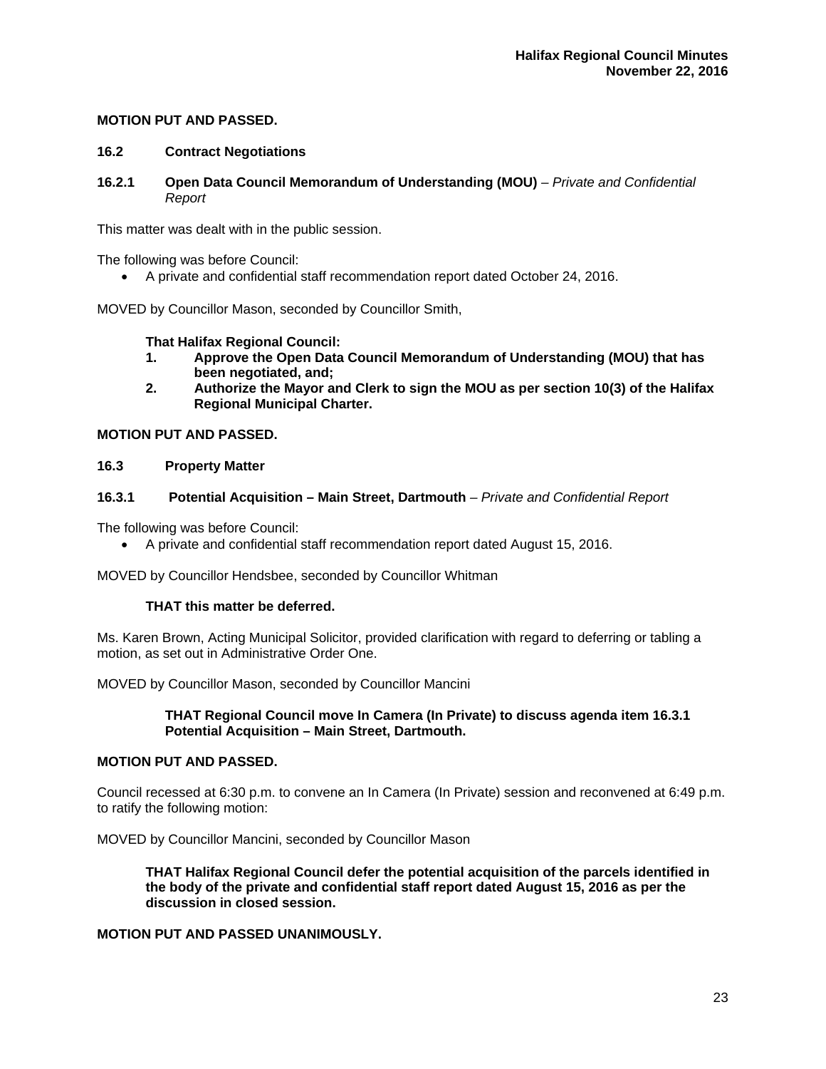**MOTION PUT AND PASSED.**

### 16.2 Contract Negotiations

### 16.2.1 Open Data Council Memorandum of Understanding (MOU) – *Private and Confidential Report*

This matter was dealt with in the public session.

The following was before Council:

- A private and confidential staff recommendation report dated October 24, 2016.

MOVED by Councillor Mason, seconded by Councillor Smith,

> **That Halifax Regional Council:**
> 1. **Approve the Open Data Council Memorandum of Understanding (MOU) that has been negotiated, and;**
> 2. **Authorize the Mayor and Clerk to sign the MOU as per section 10(3) of the Halifax Regional Municipal Charter.**

**MOTION PUT AND PASSED.**

### 16.3 Property Matter

### 16.3.1 Potential Acquisition – Main Street, Dartmouth – *Private and Confidential Report*

The following was before Council:

- A private and confidential staff recommendation report dated August 15, 2016.

MOVED by Councillor Hendsbee, seconded by Councillor Whitman

> **THAT this matter be deferred.**

Ms. Karen Brown, Acting Municipal Solicitor, provided clarification with regard to deferring or tabling a motion, as set out in Administrative Order One.

MOVED by Councillor Mason, seconded by Councillor Mancini

> **THAT Regional Council move In Camera (In Private) to discuss agenda item 16.3.1 Potential Acquisition – Main Street, Dartmouth.**

**MOTION PUT AND PASSED.**

Council recessed at 6:30 p.m. to convene an In Camera (In Private) session and reconvened at 6:49 p.m. to ratify the following motion:

MOVED by Councillor Mancini, seconded by Councillor Mason

> **THAT Halifax Regional Council defer the potential acquisition of the parcels identified in the body of the private and confidential staff report dated August 15, 2016 as per the discussion in closed session.**

**MOTION PUT AND PASSED UNANIMOUSLY.**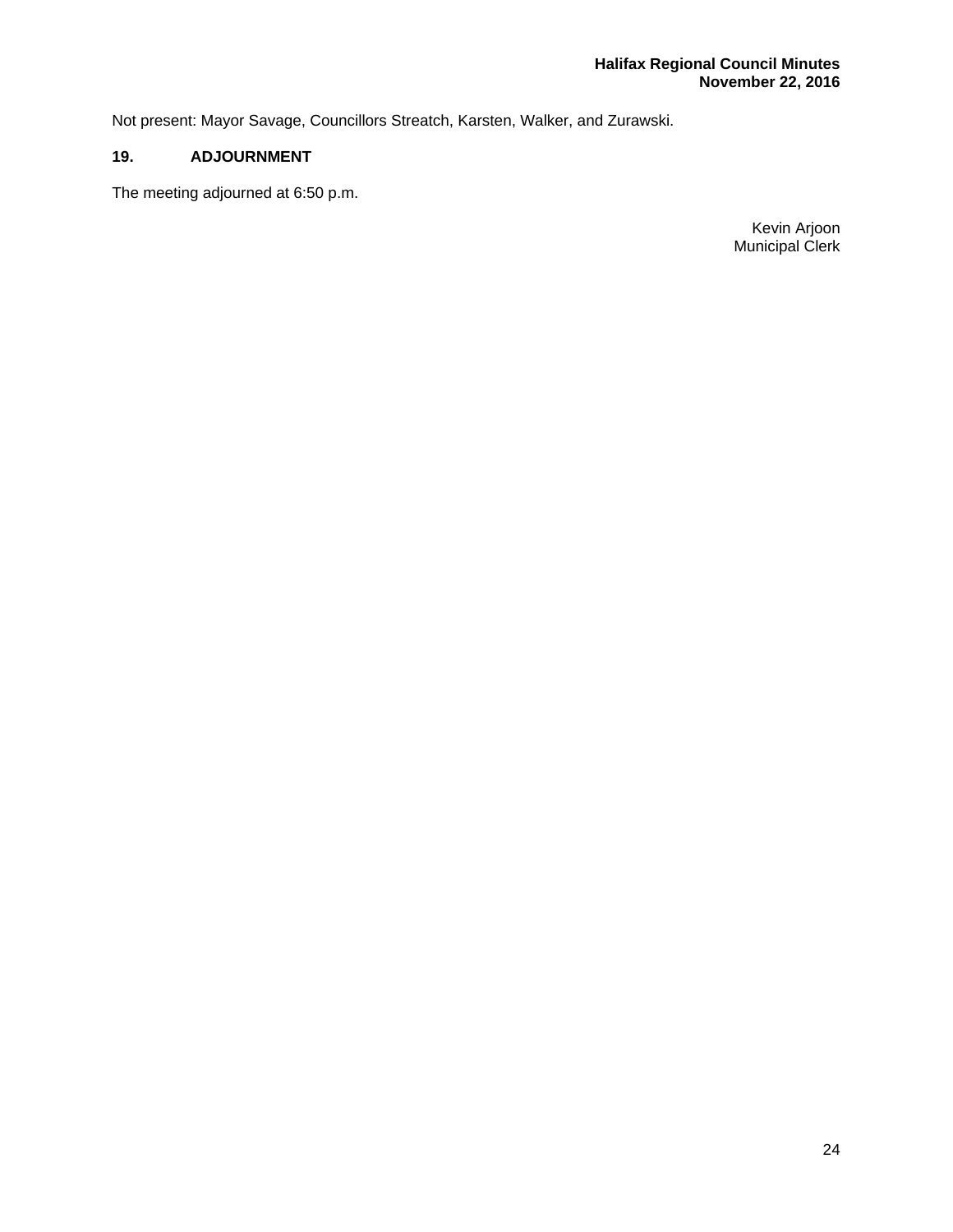Not present: Mayor Savage, Councillors Streatch, Karsten, Walker, and Zurawski.

## 19. ADJOURNMENT

The meeting adjourned at 6:50 p.m.

Kevin Arjoon
Municipal Clerk